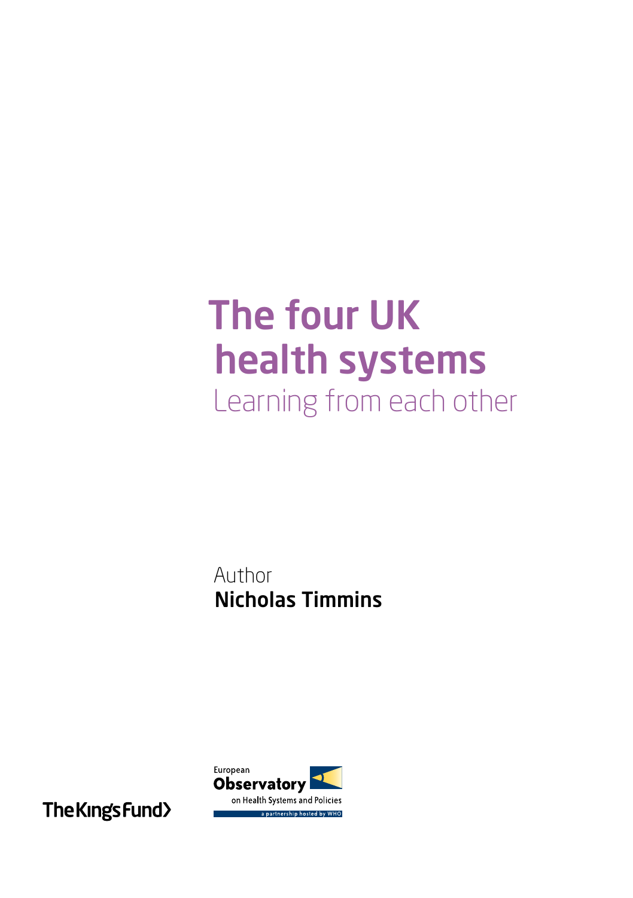# The four UK health systems

## Learning from each other

Author

**Nicholas Timmins**

The King's Fund

European Observatory on Health Systems and Policies

a partnership hosted by WHO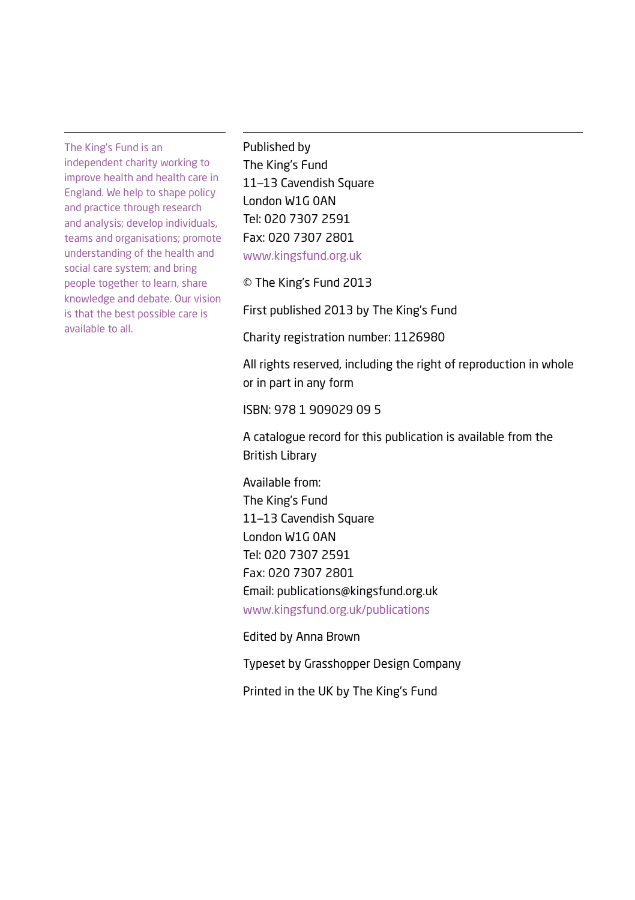The King's Fund is an independent charity working to improve health and health care in England. We help to shape policy and practice through research and analysis; develop individuals, teams and organisations; promote understanding of the health and social care system; and bring people together to learn, share knowledge and debate. Our vision is that the best possible care is available to all.

Published by
The King's Fund
11–13 Cavendish Square
London W1G 0AN
Tel: 020 7307 2591
Fax: 020 7307 2801
www.kingsfund.org.uk

© The King's Fund 2013

First published 2013 by The King's Fund

Charity registration number: 1126980

All rights reserved, including the right of reproduction in whole or in part in any form

ISBN: 978 1 909029 09 5

A catalogue record for this publication is available from the British Library

Available from:
The King's Fund
11–13 Cavendish Square
London W1G 0AN
Tel: 020 7307 2591
Fax: 020 7307 2801
Email: publications@kingsfund.org.uk
www.kingsfund.org.uk/publications

Edited by Anna Brown

Typeset by Grasshopper Design Company

Printed in the UK by The King's Fund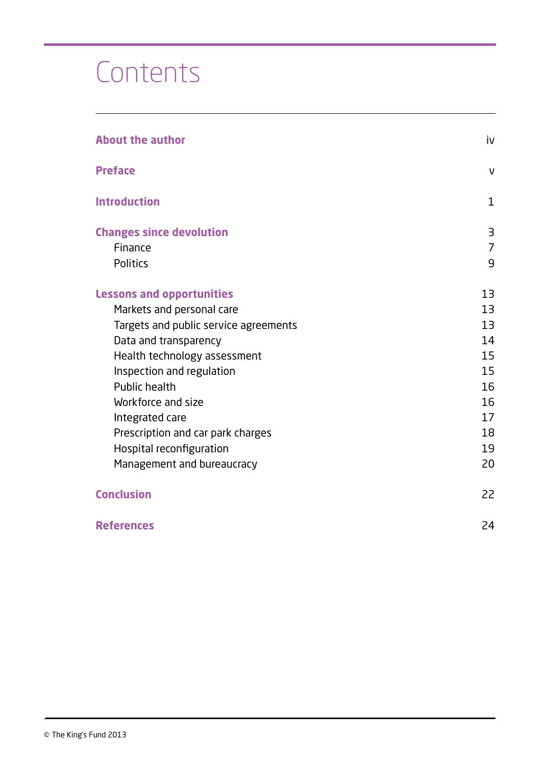# Contents

| | |
|---|---|
| **About the author** | iv |
| **Preface** | v |
| **Introduction** | 1 |
| **Changes since devolution** | 3 |
| Finance | 7 |
| Politics | 9 |
| **Lessons and opportunities** | 13 |
| Markets and personal care | 13 |
| Targets and public service agreements | 13 |
| Data and transparency | 14 |
| Health technology assessment | 15 |
| Inspection and regulation | 15 |
| Public health | 16 |
| Workforce and size | 16 |
| Integrated care | 17 |
| Prescription and car park charges | 18 |
| Hospital reconfiguration | 19 |
| Management and bureaucracy | 20 |
| **Conclusion** | 22 |
| **References** | 24 |

© The King's Fund 2013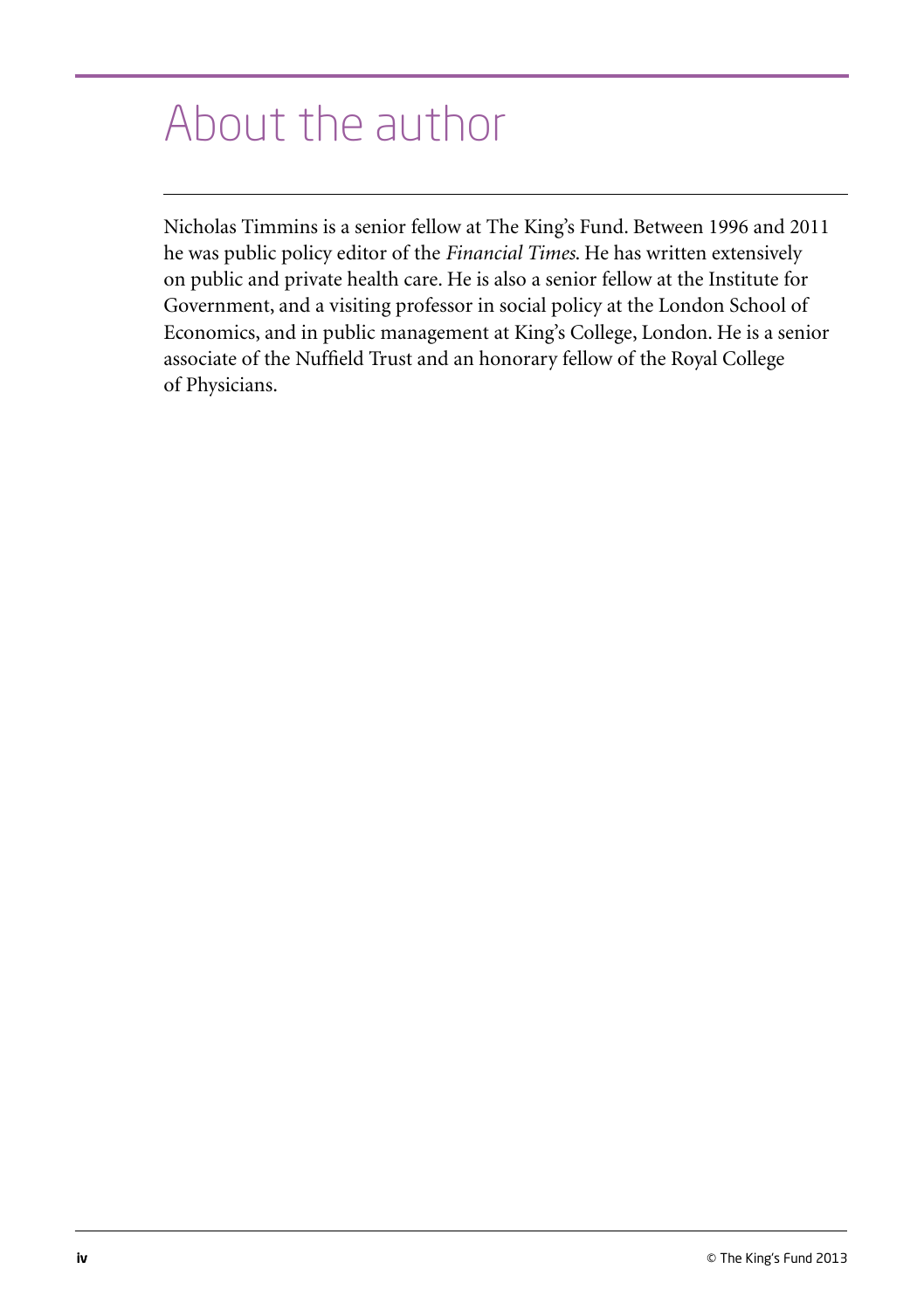# About the author

Nicholas Timmins is a senior fellow at The King's Fund. Between 1996 and 2011 he was public policy editor of the *Financial Times*. He has written extensively on public and private health care. He is also a senior fellow at the Institute for Government, and a visiting professor in social policy at the London School of Economics, and in public management at King's College, London. He is a senior associate of the Nuffield Trust and an honorary fellow of the Royal College of Physicians.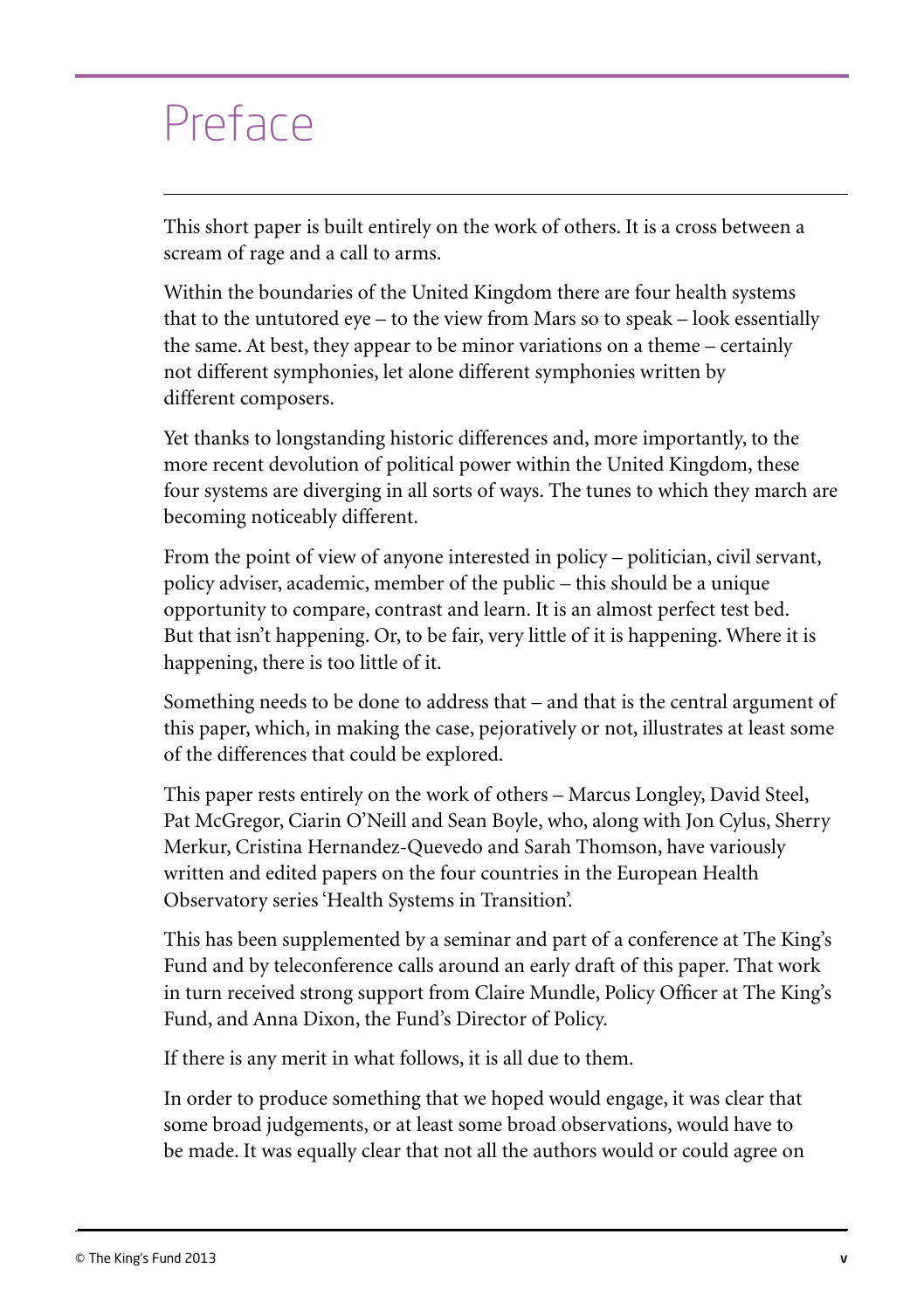# Preface

This short paper is built entirely on the work of others. It is a cross between a scream of rage and a call to arms.

Within the boundaries of the United Kingdom there are four health systems that to the untutored eye – to the view from Mars so to speak – look essentially the same. At best, they appear to be minor variations on a theme – certainly not different symphonies, let alone different symphonies written by different composers.

Yet thanks to longstanding historic differences and, more importantly, to the more recent devolution of political power within the United Kingdom, these four systems are diverging in all sorts of ways. The tunes to which they march are becoming noticeably different.

From the point of view of anyone interested in policy – politician, civil servant, policy adviser, academic, member of the public – this should be a unique opportunity to compare, contrast and learn. It is an almost perfect test bed. But that isn't happening. Or, to be fair, very little of it is happening. Where it is happening, there is too little of it.

Something needs to be done to address that – and that is the central argument of this paper, which, in making the case, pejoratively or not, illustrates at least some of the differences that could be explored.

This paper rests entirely on the work of others – Marcus Longley, David Steel, Pat McGregor, Ciarin O'Neill and Sean Boyle, who, along with Jon Cylus, Sherry Merkur, Cristina Hernandez-Quevedo and Sarah Thomson, have variously written and edited papers on the four countries in the European Health Observatory series 'Health Systems in Transition'.

This has been supplemented by a seminar and part of a conference at The King's Fund and by teleconference calls around an early draft of this paper. That work in turn received strong support from Claire Mundle, Policy Officer at The King's Fund, and Anna Dixon, the Fund's Director of Policy.

If there is any merit in what follows, it is all due to them.

In order to produce something that we hoped would engage, it was clear that some broad judgements, or at least some broad observations, would have to be made. It was equally clear that not all the authors would or could agree on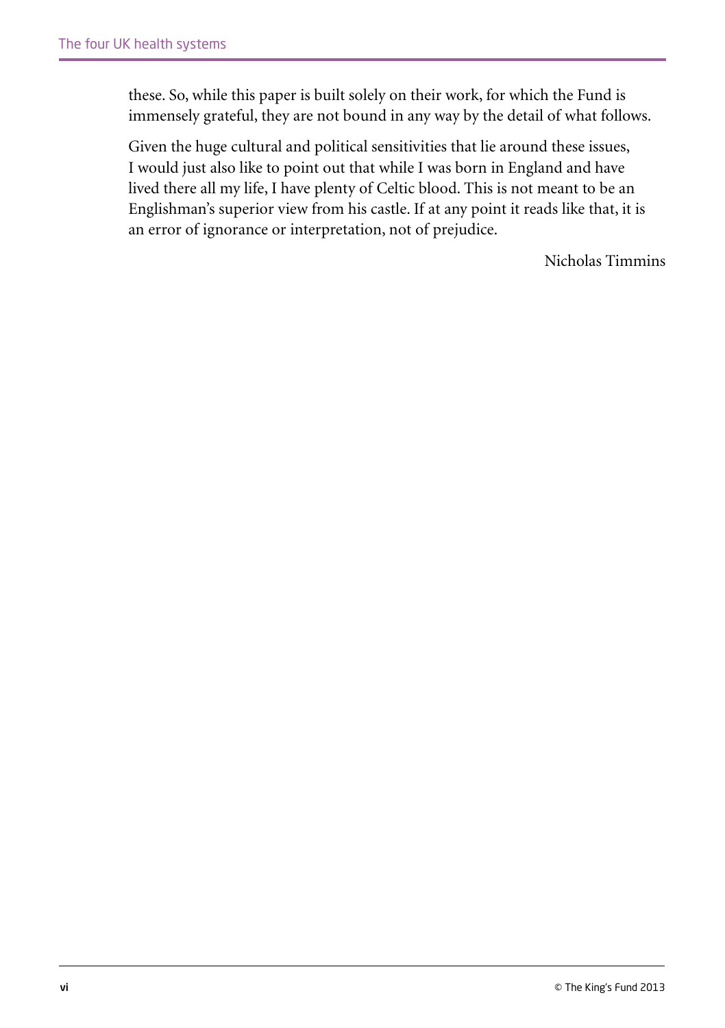these. So, while this paper is built solely on their work, for which the Fund is immensely grateful, they are not bound in any way by the detail of what follows.

Given the huge cultural and political sensitivities that lie around these issues, I would just also like to point out that while I was born in England and have lived there all my life, I have plenty of Celtic blood. This is not meant to be an Englishman's superior view from his castle. If at any point it reads like that, it is an error of ignorance or interpretation, not of prejudice.

Nicholas Timmins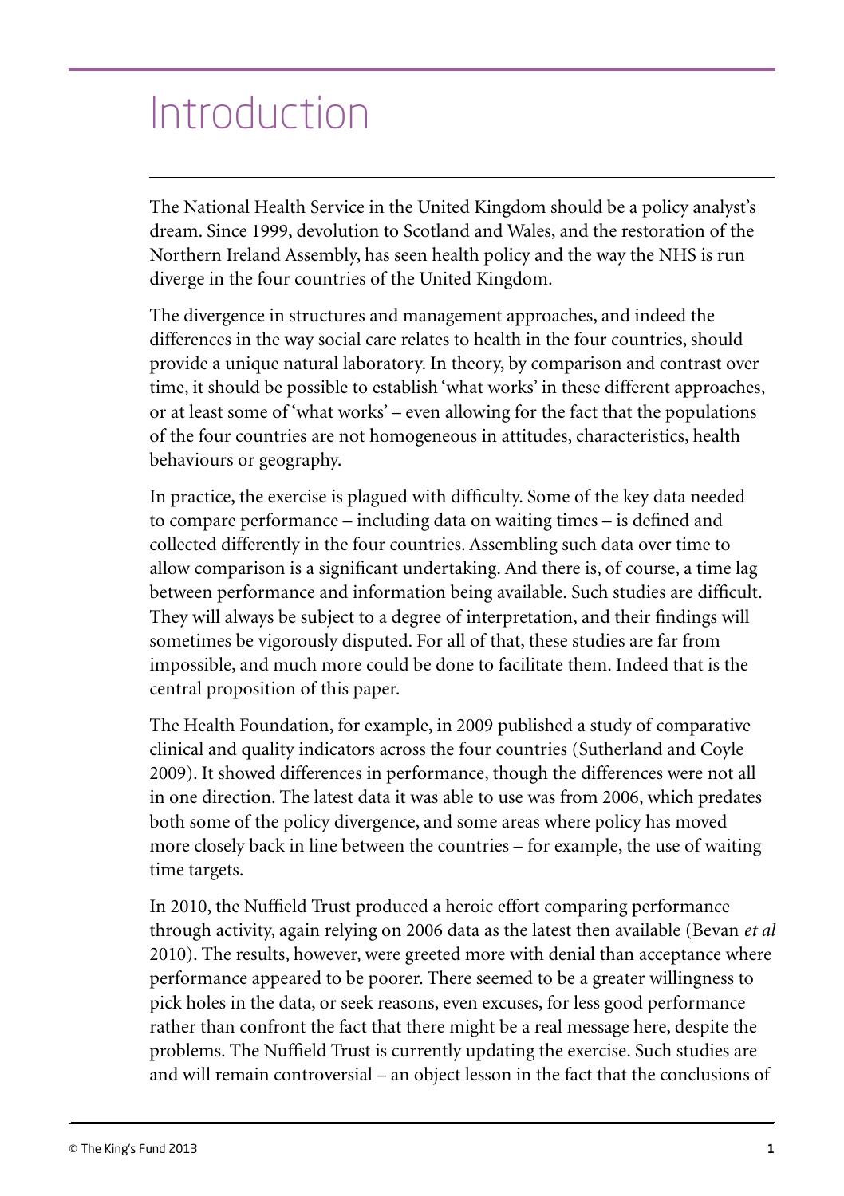# Introduction

The National Health Service in the United Kingdom should be a policy analyst's dream. Since 1999, devolution to Scotland and Wales, and the restoration of the Northern Ireland Assembly, has seen health policy and the way the NHS is run diverge in the four countries of the United Kingdom.

The divergence in structures and management approaches, and indeed the differences in the way social care relates to health in the four countries, should provide a unique natural laboratory. In theory, by comparison and contrast over time, it should be possible to establish 'what works' in these different approaches, or at least some of 'what works' – even allowing for the fact that the populations of the four countries are not homogeneous in attitudes, characteristics, health behaviours or geography.

In practice, the exercise is plagued with difficulty. Some of the key data needed to compare performance – including data on waiting times – is defined and collected differently in the four countries. Assembling such data over time to allow comparison is a significant undertaking. And there is, of course, a time lag between performance and information being available. Such studies are difficult. They will always be subject to a degree of interpretation, and their findings will sometimes be vigorously disputed. For all of that, these studies are far from impossible, and much more could be done to facilitate them. Indeed that is the central proposition of this paper.

The Health Foundation, for example, in 2009 published a study of comparative clinical and quality indicators across the four countries (Sutherland and Coyle 2009). It showed differences in performance, though the differences were not all in one direction. The latest data it was able to use was from 2006, which predates both some of the policy divergence, and some areas where policy has moved more closely back in line between the countries – for example, the use of waiting time targets.

In 2010, the Nuffield Trust produced a heroic effort comparing performance through activity, again relying on 2006 data as the latest then available (Bevan *et al* 2010). The results, however, were greeted more with denial than acceptance where performance appeared to be poorer. There seemed to be a greater willingness to pick holes in the data, or seek reasons, even excuses, for less good performance rather than confront the fact that there might be a real message here, despite the problems. The Nuffield Trust is currently updating the exercise. Such studies are and will remain controversial – an object lesson in the fact that the conclusions of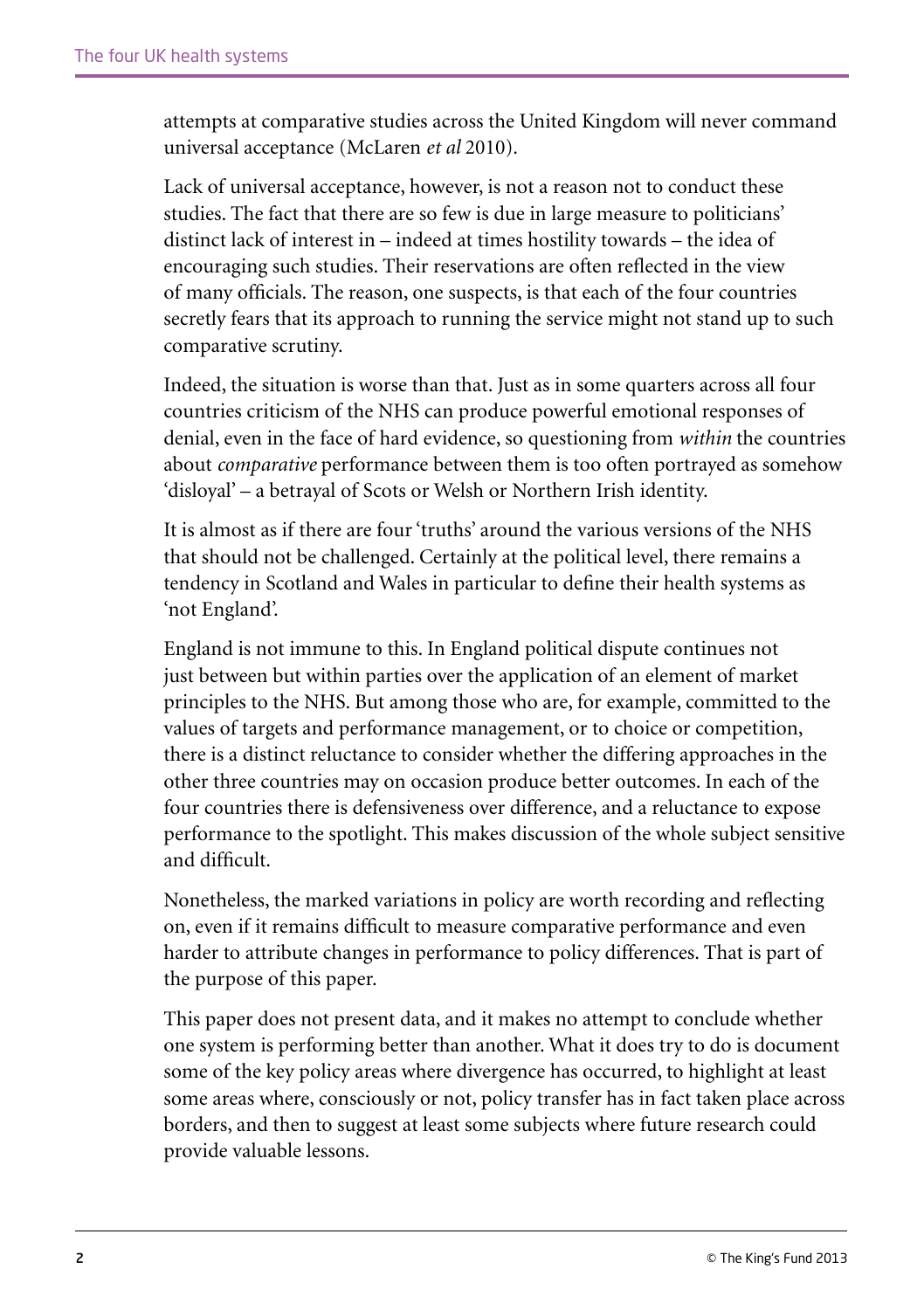attempts at comparative studies across the United Kingdom will never command universal acceptance (McLaren *et al* 2010).

Lack of universal acceptance, however, is not a reason not to conduct these studies. The fact that there are so few is due in large measure to politicians' distinct lack of interest in – indeed at times hostility towards – the idea of encouraging such studies. Their reservations are often reflected in the view of many officials. The reason, one suspects, is that each of the four countries secretly fears that its approach to running the service might not stand up to such comparative scrutiny.

Indeed, the situation is worse than that. Just as in some quarters across all four countries criticism of the NHS can produce powerful emotional responses of denial, even in the face of hard evidence, so questioning from *within* the countries about *comparative* performance between them is too often portrayed as somehow 'disloyal' – a betrayal of Scots or Welsh or Northern Irish identity.

It is almost as if there are four 'truths' around the various versions of the NHS that should not be challenged. Certainly at the political level, there remains a tendency in Scotland and Wales in particular to define their health systems as 'not England'.

England is not immune to this. In England political dispute continues not just between but within parties over the application of an element of market principles to the NHS. But among those who are, for example, committed to the values of targets and performance management, or to choice or competition, there is a distinct reluctance to consider whether the differing approaches in the other three countries may on occasion produce better outcomes. In each of the four countries there is defensiveness over difference, and a reluctance to expose performance to the spotlight. This makes discussion of the whole subject sensitive and difficult.

Nonetheless, the marked variations in policy are worth recording and reflecting on, even if it remains difficult to measure comparative performance and even harder to attribute changes in performance to policy differences. That is part of the purpose of this paper.

This paper does not present data, and it makes no attempt to conclude whether one system is performing better than another. What it does try to do is document some of the key policy areas where divergence has occurred, to highlight at least some areas where, consciously or not, policy transfer has in fact taken place across borders, and then to suggest at least some subjects where future research could provide valuable lessons.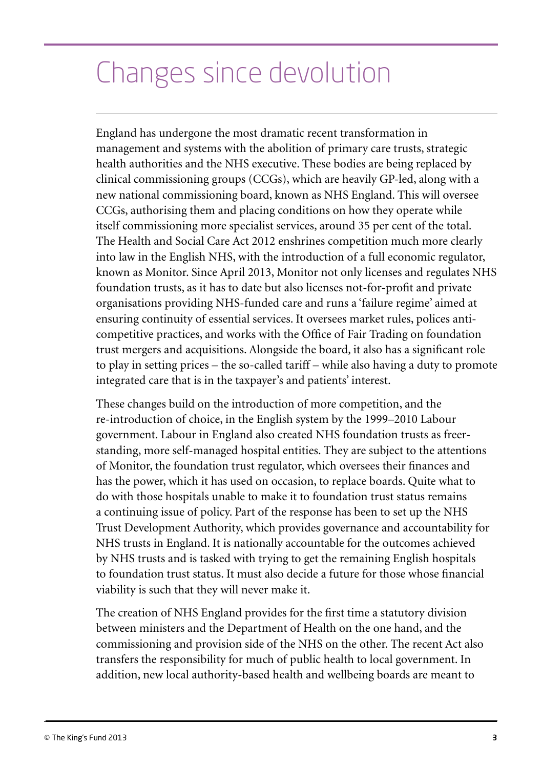# Changes since devolution

England has undergone the most dramatic recent transformation in management and systems with the abolition of primary care trusts, strategic health authorities and the NHS executive. These bodies are being replaced by clinical commissioning groups (CCGs), which are heavily GP-led, along with a new national commissioning board, known as NHS England. This will oversee CCGs, authorising them and placing conditions on how they operate while itself commissioning more specialist services, around 35 per cent of the total. The Health and Social Care Act 2012 enshrines competition much more clearly into law in the English NHS, with the introduction of a full economic regulator, known as Monitor. Since April 2013, Monitor not only licenses and regulates NHS foundation trusts, as it has to date but also licenses not-for-profit and private organisations providing NHS-funded care and runs a 'failure regime' aimed at ensuring continuity of essential services. It oversees market rules, polices anti-competitive practices, and works with the Office of Fair Trading on foundation trust mergers and acquisitions. Alongside the board, it also has a significant role to play in setting prices – the so-called tariff – while also having a duty to promote integrated care that is in the taxpayer's and patients' interest.

These changes build on the introduction of more competition, and the re-introduction of choice, in the English system by the 1999–2010 Labour government. Labour in England also created NHS foundation trusts as freer-standing, more self-managed hospital entities. They are subject to the attentions of Monitor, the foundation trust regulator, which oversees their finances and has the power, which it has used on occasion, to replace boards. Quite what to do with those hospitals unable to make it to foundation trust status remains a continuing issue of policy. Part of the response has been to set up the NHS Trust Development Authority, which provides governance and accountability for NHS trusts in England. It is nationally accountable for the outcomes achieved by NHS trusts and is tasked with trying to get the remaining English hospitals to foundation trust status. It must also decide a future for those whose financial viability is such that they will never make it.

The creation of NHS England provides for the first time a statutory division between ministers and the Department of Health on the one hand, and the commissioning and provision side of the NHS on the other. The recent Act also transfers the responsibility for much of public health to local government. In addition, new local authority-based health and wellbeing boards are meant to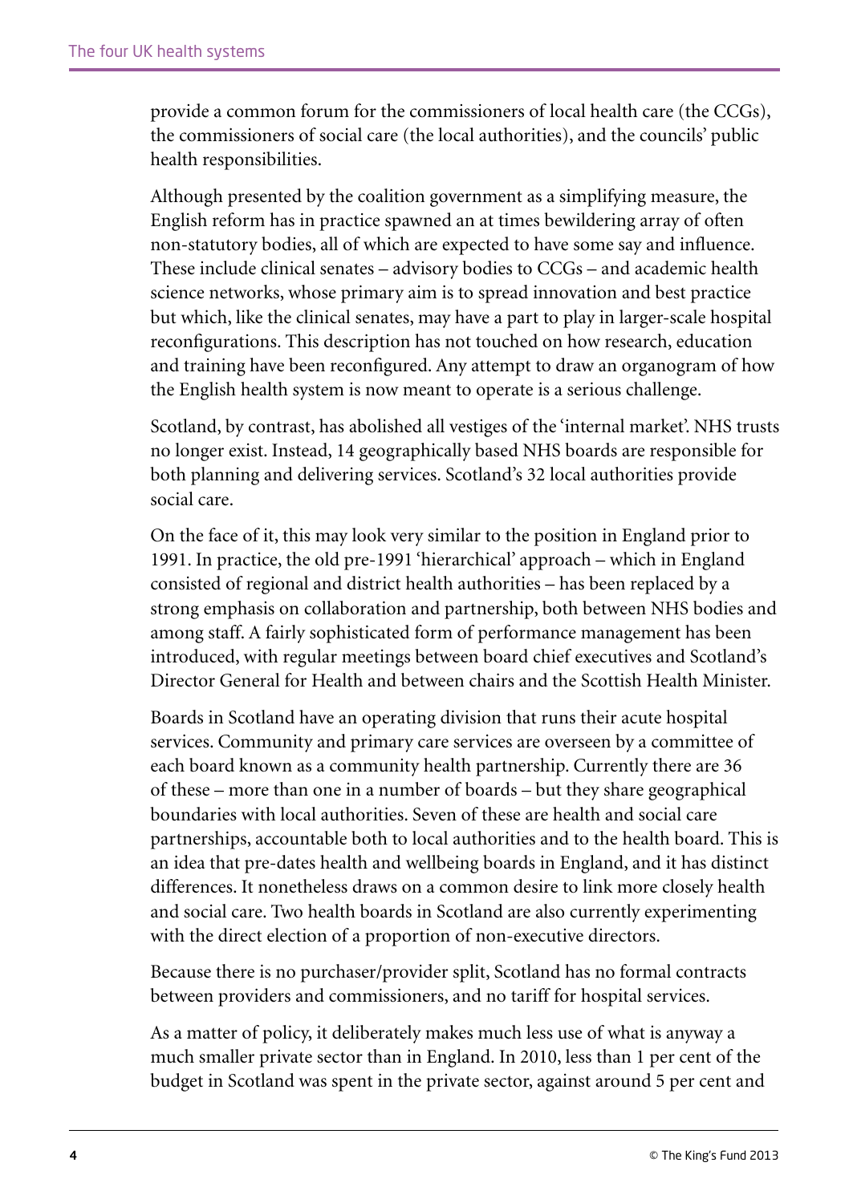provide a common forum for the commissioners of local health care (the CCGs), the commissioners of social care (the local authorities), and the councils' public health responsibilities.

Although presented by the coalition government as a simplifying measure, the English reform has in practice spawned an at times bewildering array of often non-statutory bodies, all of which are expected to have some say and influence. These include clinical senates – advisory bodies to CCGs – and academic health science networks, whose primary aim is to spread innovation and best practice but which, like the clinical senates, may have a part to play in larger-scale hospital reconfigurations. This description has not touched on how research, education and training have been reconfigured. Any attempt to draw an organogram of how the English health system is now meant to operate is a serious challenge.

Scotland, by contrast, has abolished all vestiges of the 'internal market'. NHS trusts no longer exist. Instead, 14 geographically based NHS boards are responsible for both planning and delivering services. Scotland's 32 local authorities provide social care.

On the face of it, this may look very similar to the position in England prior to 1991. In practice, the old pre-1991 'hierarchical' approach – which in England consisted of regional and district health authorities – has been replaced by a strong emphasis on collaboration and partnership, both between NHS bodies and among staff. A fairly sophisticated form of performance management has been introduced, with regular meetings between board chief executives and Scotland's Director General for Health and between chairs and the Scottish Health Minister.

Boards in Scotland have an operating division that runs their acute hospital services. Community and primary care services are overseen by a committee of each board known as a community health partnership. Currently there are 36 of these – more than one in a number of boards – but they share geographical boundaries with local authorities. Seven of these are health and social care partnerships, accountable both to local authorities and to the health board. This is an idea that pre-dates health and wellbeing boards in England, and it has distinct differences. It nonetheless draws on a common desire to link more closely health and social care. Two health boards in Scotland are also currently experimenting with the direct election of a proportion of non-executive directors.

Because there is no purchaser/provider split, Scotland has no formal contracts between providers and commissioners, and no tariff for hospital services.

As a matter of policy, it deliberately makes much less use of what is anyway a much smaller private sector than in England. In 2010, less than 1 per cent of the budget in Scotland was spent in the private sector, against around 5 per cent and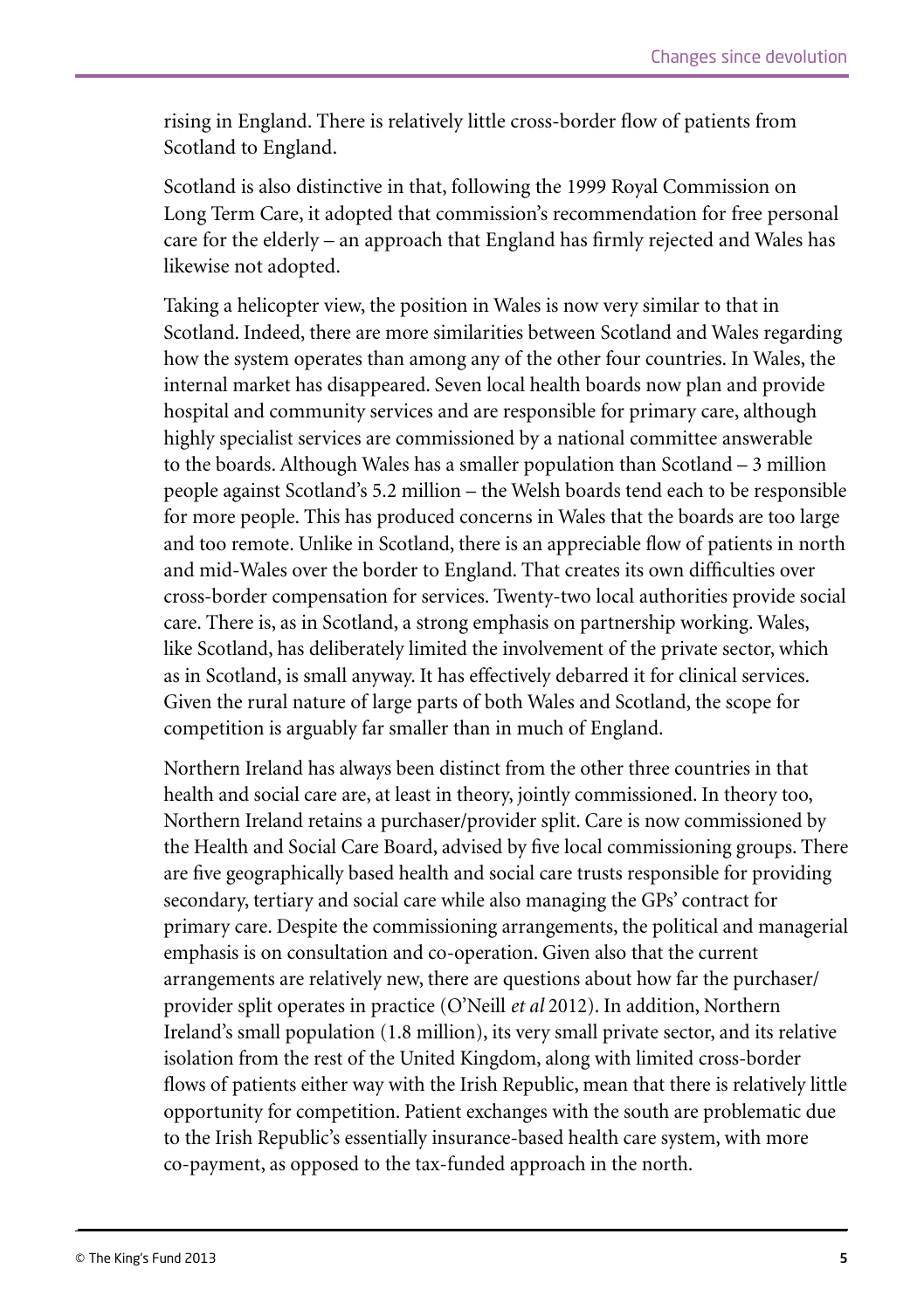rising in England. There is relatively little cross-border flow of patients from Scotland to England.

Scotland is also distinctive in that, following the 1999 Royal Commission on Long Term Care, it adopted that commission's recommendation for free personal care for the elderly – an approach that England has firmly rejected and Wales has likewise not adopted.

Taking a helicopter view, the position in Wales is now very similar to that in Scotland. Indeed, there are more similarities between Scotland and Wales regarding how the system operates than among any of the other four countries. In Wales, the internal market has disappeared. Seven local health boards now plan and provide hospital and community services and are responsible for primary care, although highly specialist services are commissioned by a national committee answerable to the boards. Although Wales has a smaller population than Scotland – 3 million people against Scotland's 5.2 million – the Welsh boards tend each to be responsible for more people. This has produced concerns in Wales that the boards are too large and too remote. Unlike in Scotland, there is an appreciable flow of patients in north and mid-Wales over the border to England. That creates its own difficulties over cross-border compensation for services. Twenty-two local authorities provide social care. There is, as in Scotland, a strong emphasis on partnership working. Wales, like Scotland, has deliberately limited the involvement of the private sector, which as in Scotland, is small anyway. It has effectively debarred it for clinical services. Given the rural nature of large parts of both Wales and Scotland, the scope for competition is arguably far smaller than in much of England.

Northern Ireland has always been distinct from the other three countries in that health and social care are, at least in theory, jointly commissioned. In theory too, Northern Ireland retains a purchaser/provider split. Care is now commissioned by the Health and Social Care Board, advised by five local commissioning groups. There are five geographically based health and social care trusts responsible for providing secondary, tertiary and social care while also managing the GPs' contract for primary care. Despite the commissioning arrangements, the political and managerial emphasis is on consultation and co-operation. Given also that the current arrangements are relatively new, there are questions about how far the purchaser/provider split operates in practice (O'Neill *et al* 2012). In addition, Northern Ireland's small population (1.8 million), its very small private sector, and its relative isolation from the rest of the United Kingdom, along with limited cross-border flows of patients either way with the Irish Republic, mean that there is relatively little opportunity for competition. Patient exchanges with the south are problematic due to the Irish Republic's essentially insurance-based health care system, with more co-payment, as opposed to the tax-funded approach in the north.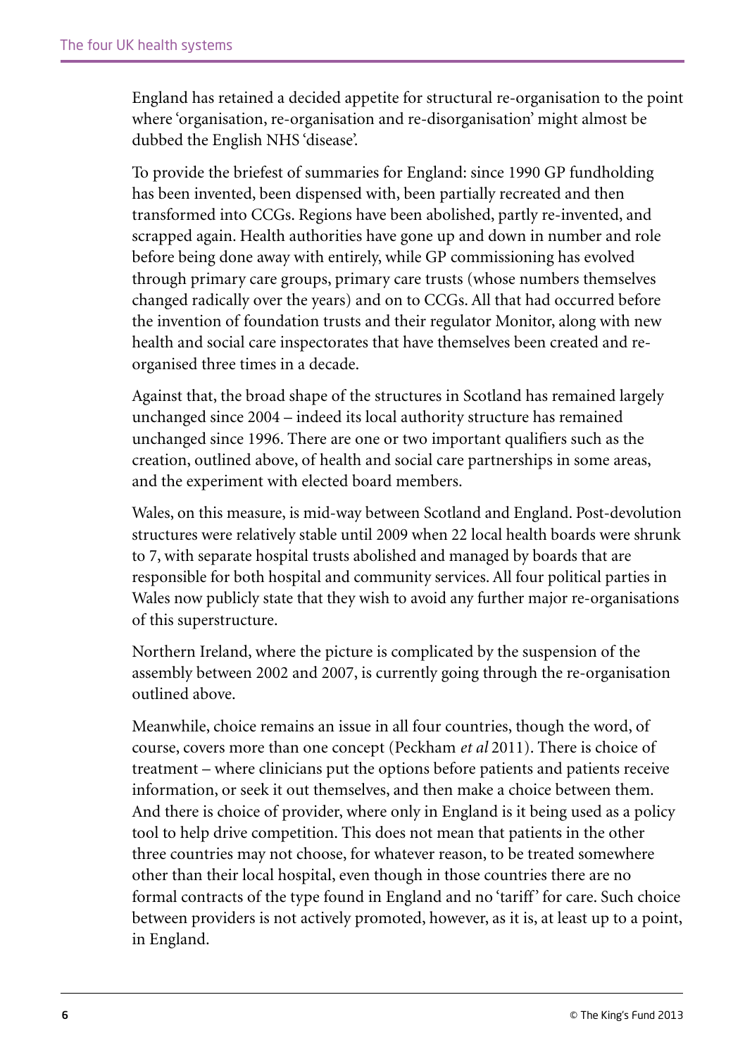England has retained a decided appetite for structural re-organisation to the point where 'organisation, re-organisation and re-disorganisation' might almost be dubbed the English NHS 'disease'.

To provide the briefest of summaries for England: since 1990 GP fundholding has been invented, been dispensed with, been partially recreated and then transformed into CCGs. Regions have been abolished, partly re-invented, and scrapped again. Health authorities have gone up and down in number and role before being done away with entirely, while GP commissioning has evolved through primary care groups, primary care trusts (whose numbers themselves changed radically over the years) and on to CCGs. All that had occurred before the invention of foundation trusts and their regulator Monitor, along with new health and social care inspectorates that have themselves been created and re-organised three times in a decade.

Against that, the broad shape of the structures in Scotland has remained largely unchanged since 2004 – indeed its local authority structure has remained unchanged since 1996. There are one or two important qualifiers such as the creation, outlined above, of health and social care partnerships in some areas, and the experiment with elected board members.

Wales, on this measure, is mid-way between Scotland and England. Post-devolution structures were relatively stable until 2009 when 22 local health boards were shrunk to 7, with separate hospital trusts abolished and managed by boards that are responsible for both hospital and community services. All four political parties in Wales now publicly state that they wish to avoid any further major re-organisations of this superstructure.

Northern Ireland, where the picture is complicated by the suspension of the assembly between 2002 and 2007, is currently going through the re-organisation outlined above.

Meanwhile, choice remains an issue in all four countries, though the word, of course, covers more than one concept (Peckham *et al* 2011). There is choice of treatment – where clinicians put the options before patients and patients receive information, or seek it out themselves, and then make a choice between them. And there is choice of provider, where only in England is it being used as a policy tool to help drive competition. This does not mean that patients in the other three countries may not choose, for whatever reason, to be treated somewhere other than their local hospital, even though in those countries there are no formal contracts of the type found in England and no 'tariff' for care. Such choice between providers is not actively promoted, however, as it is, at least up to a point, in England.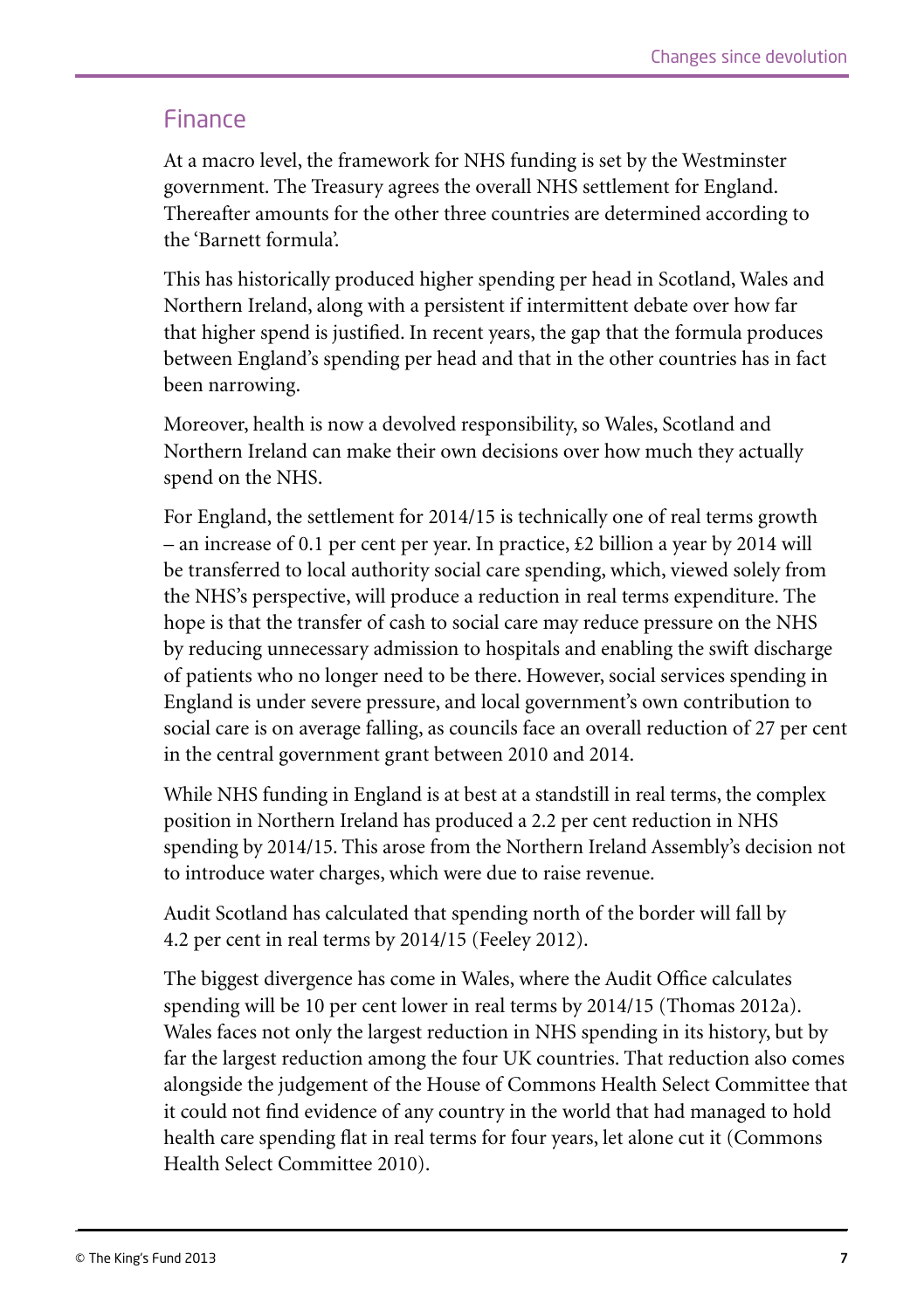## Finance

At a macro level, the framework for NHS funding is set by the Westminster government. The Treasury agrees the overall NHS settlement for England. Thereafter amounts for the other three countries are determined according to the 'Barnett formula'.

This has historically produced higher spending per head in Scotland, Wales and Northern Ireland, along with a persistent if intermittent debate over how far that higher spend is justified. In recent years, the gap that the formula produces between England's spending per head and that in the other countries has in fact been narrowing.

Moreover, health is now a devolved responsibility, so Wales, Scotland and Northern Ireland can make their own decisions over how much they actually spend on the NHS.

For England, the settlement for 2014/15 is technically one of real terms growth – an increase of 0.1 per cent per year. In practice, £2 billion a year by 2014 will be transferred to local authority social care spending, which, viewed solely from the NHS's perspective, will produce a reduction in real terms expenditure. The hope is that the transfer of cash to social care may reduce pressure on the NHS by reducing unnecessary admission to hospitals and enabling the swift discharge of patients who no longer need to be there. However, social services spending in England is under severe pressure, and local government's own contribution to social care is on average falling, as councils face an overall reduction of 27 per cent in the central government grant between 2010 and 2014.

While NHS funding in England is at best at a standstill in real terms, the complex position in Northern Ireland has produced a 2.2 per cent reduction in NHS spending by 2014/15. This arose from the Northern Ireland Assembly's decision not to introduce water charges, which were due to raise revenue.

Audit Scotland has calculated that spending north of the border will fall by 4.2 per cent in real terms by 2014/15 (Feeley 2012).

The biggest divergence has come in Wales, where the Audit Office calculates spending will be 10 per cent lower in real terms by 2014/15 (Thomas 2012a). Wales faces not only the largest reduction in NHS spending in its history, but by far the largest reduction among the four UK countries. That reduction also comes alongside the judgement of the House of Commons Health Select Committee that it could not find evidence of any country in the world that had managed to hold health care spending flat in real terms for four years, let alone cut it (Commons Health Select Committee 2010).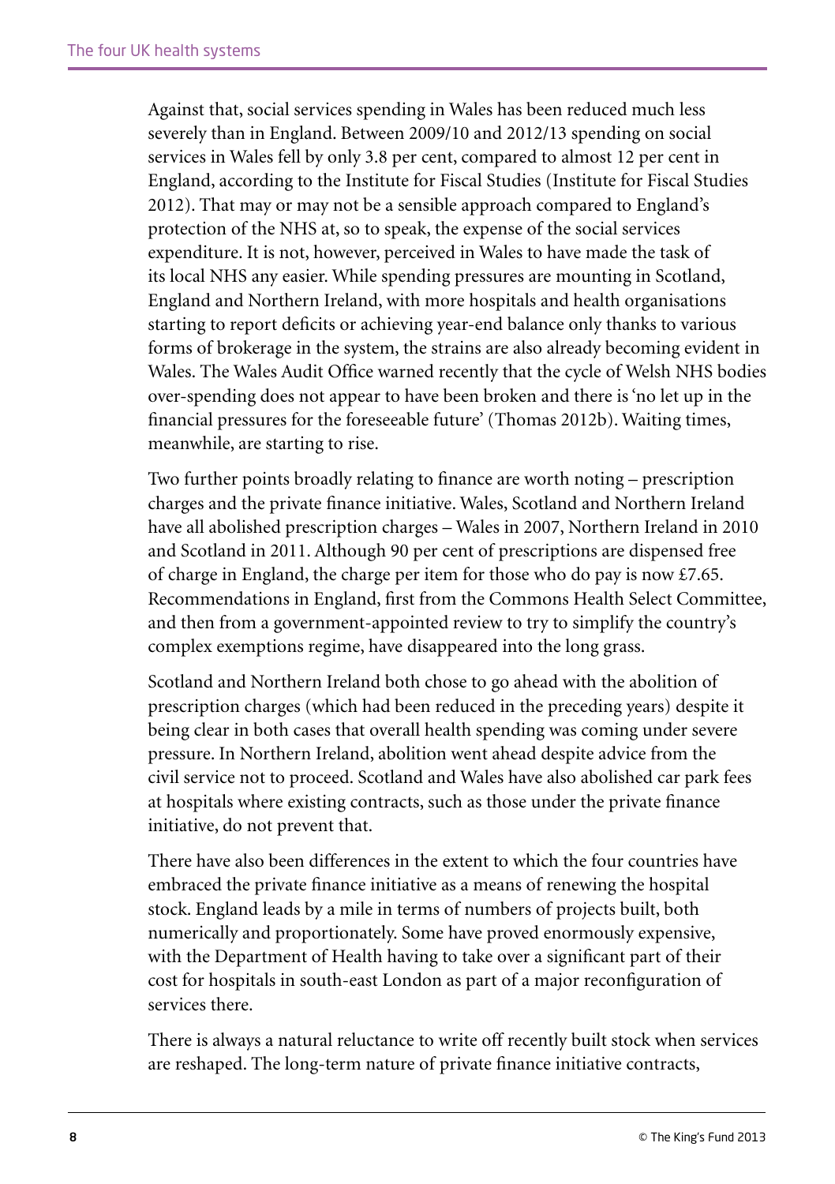Against that, social services spending in Wales has been reduced much less severely than in England. Between 2009/10 and 2012/13 spending on social services in Wales fell by only 3.8 per cent, compared to almost 12 per cent in England, according to the Institute for Fiscal Studies (Institute for Fiscal Studies 2012). That may or may not be a sensible approach compared to England's protection of the NHS at, so to speak, the expense of the social services expenditure. It is not, however, perceived in Wales to have made the task of its local NHS any easier. While spending pressures are mounting in Scotland, England and Northern Ireland, with more hospitals and health organisations starting to report deficits or achieving year-end balance only thanks to various forms of brokerage in the system, the strains are also already becoming evident in Wales. The Wales Audit Office warned recently that the cycle of Welsh NHS bodies over-spending does not appear to have been broken and there is 'no let up in the financial pressures for the foreseeable future' (Thomas 2012b). Waiting times, meanwhile, are starting to rise.

Two further points broadly relating to finance are worth noting – prescription charges and the private finance initiative. Wales, Scotland and Northern Ireland have all abolished prescription charges – Wales in 2007, Northern Ireland in 2010 and Scotland in 2011. Although 90 per cent of prescriptions are dispensed free of charge in England, the charge per item for those who do pay is now £7.65. Recommendations in England, first from the Commons Health Select Committee, and then from a government-appointed review to try to simplify the country's complex exemptions regime, have disappeared into the long grass.

Scotland and Northern Ireland both chose to go ahead with the abolition of prescription charges (which had been reduced in the preceding years) despite it being clear in both cases that overall health spending was coming under severe pressure. In Northern Ireland, abolition went ahead despite advice from the civil service not to proceed. Scotland and Wales have also abolished car park fees at hospitals where existing contracts, such as those under the private finance initiative, do not prevent that.

There have also been differences in the extent to which the four countries have embraced the private finance initiative as a means of renewing the hospital stock. England leads by a mile in terms of numbers of projects built, both numerically and proportionately. Some have proved enormously expensive, with the Department of Health having to take over a significant part of their cost for hospitals in south-east London as part of a major reconfiguration of services there.

There is always a natural reluctance to write off recently built stock when services are reshaped. The long-term nature of private finance initiative contracts,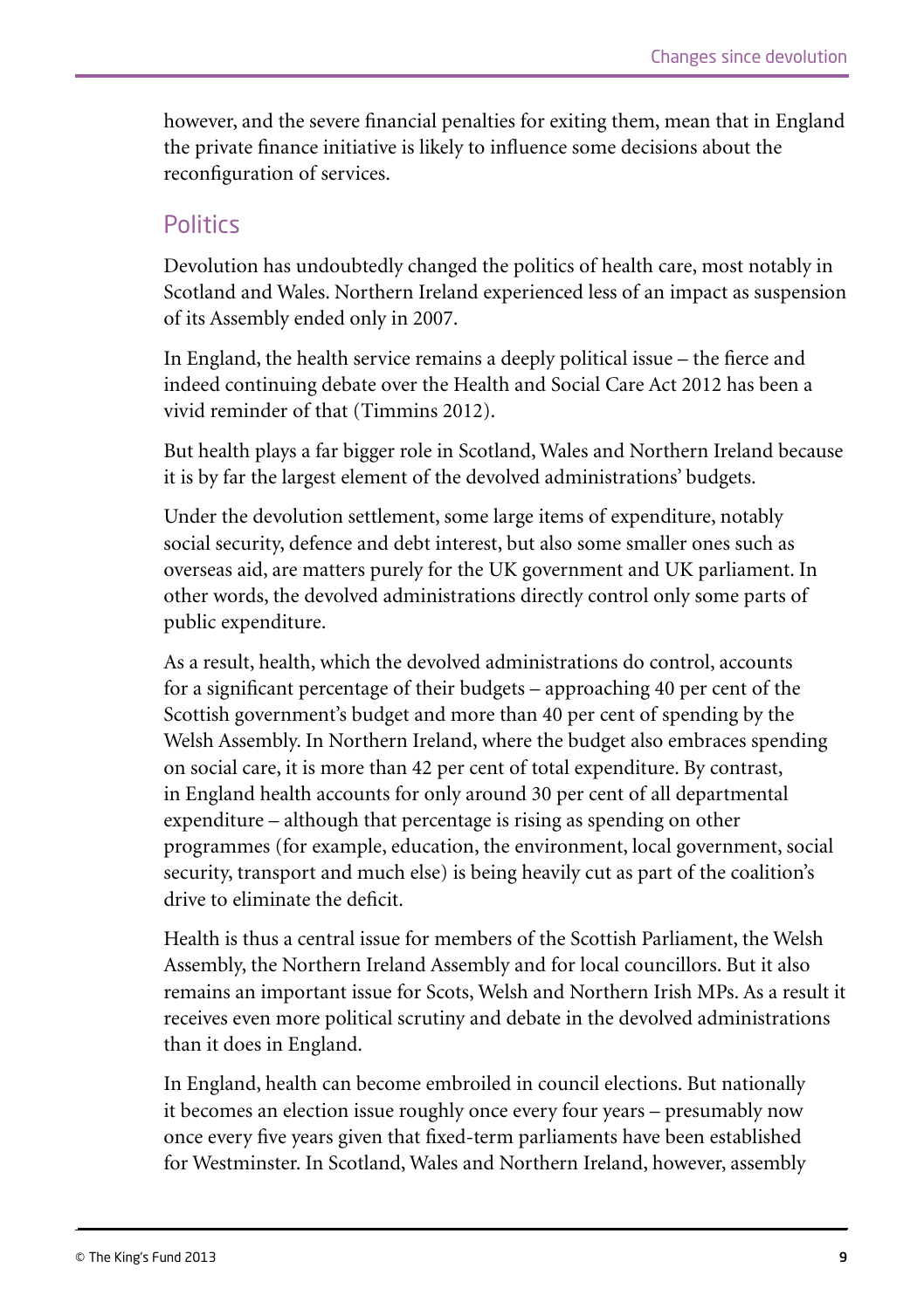however, and the severe financial penalties for exiting them, mean that in England the private finance initiative is likely to influence some decisions about the reconfiguration of services.

## Politics

Devolution has undoubtedly changed the politics of health care, most notably in Scotland and Wales. Northern Ireland experienced less of an impact as suspension of its Assembly ended only in 2007.

In England, the health service remains a deeply political issue – the fierce and indeed continuing debate over the Health and Social Care Act 2012 has been a vivid reminder of that (Timmins 2012).

But health plays a far bigger role in Scotland, Wales and Northern Ireland because it is by far the largest element of the devolved administrations' budgets.

Under the devolution settlement, some large items of expenditure, notably social security, defence and debt interest, but also some smaller ones such as overseas aid, are matters purely for the UK government and UK parliament. In other words, the devolved administrations directly control only some parts of public expenditure.

As a result, health, which the devolved administrations do control, accounts for a significant percentage of their budgets – approaching 40 per cent of the Scottish government's budget and more than 40 per cent of spending by the Welsh Assembly. In Northern Ireland, where the budget also embraces spending on social care, it is more than 42 per cent of total expenditure. By contrast, in England health accounts for only around 30 per cent of all departmental expenditure – although that percentage is rising as spending on other programmes (for example, education, the environment, local government, social security, transport and much else) is being heavily cut as part of the coalition's drive to eliminate the deficit.

Health is thus a central issue for members of the Scottish Parliament, the Welsh Assembly, the Northern Ireland Assembly and for local councillors. But it also remains an important issue for Scots, Welsh and Northern Irish MPs. As a result it receives even more political scrutiny and debate in the devolved administrations than it does in England.

In England, health can become embroiled in council elections. But nationally it becomes an election issue roughly once every four years – presumably now once every five years given that fixed-term parliaments have been established for Westminster. In Scotland, Wales and Northern Ireland, however, assembly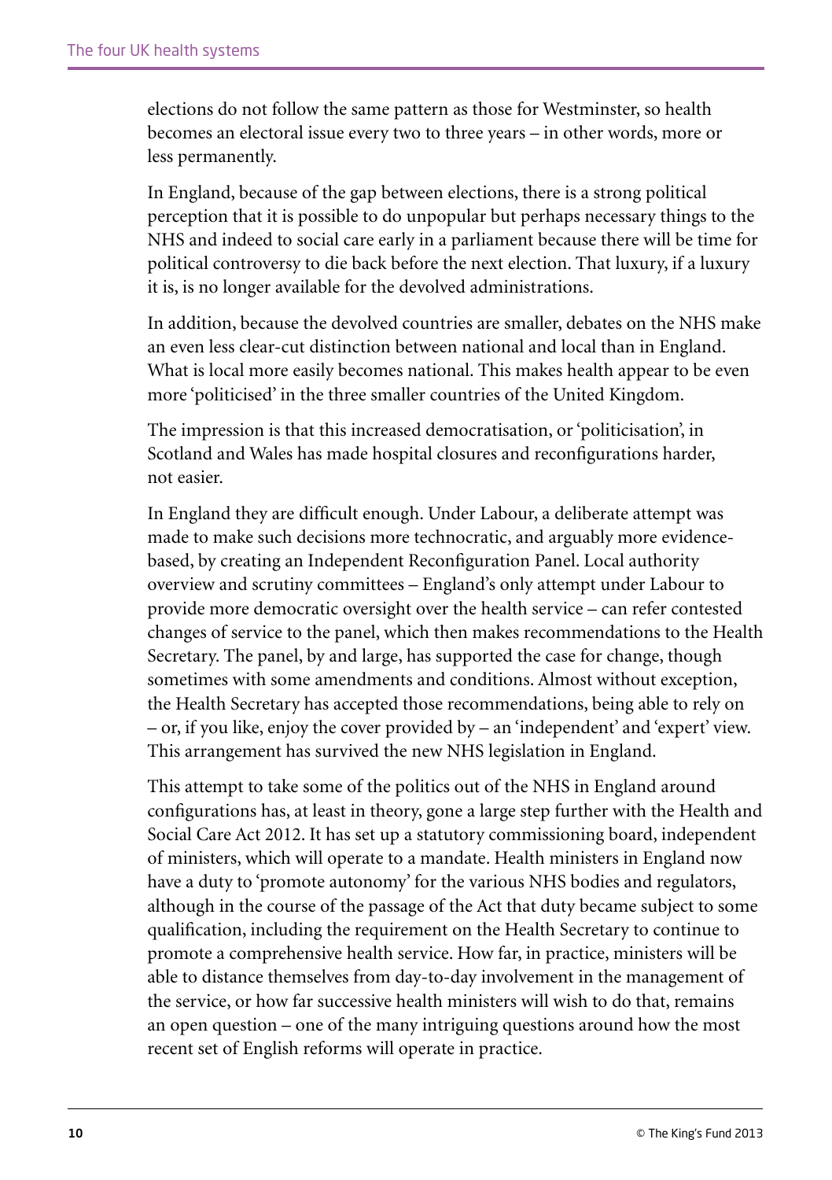elections do not follow the same pattern as those for Westminster, so health becomes an electoral issue every two to three years – in other words, more or less permanently.

In England, because of the gap between elections, there is a strong political perception that it is possible to do unpopular but perhaps necessary things to the NHS and indeed to social care early in a parliament because there will be time for political controversy to die back before the next election. That luxury, if a luxury it is, is no longer available for the devolved administrations.

In addition, because the devolved countries are smaller, debates on the NHS make an even less clear-cut distinction between national and local than in England. What is local more easily becomes national. This makes health appear to be even more 'politicised' in the three smaller countries of the United Kingdom.

The impression is that this increased democratisation, or 'politicisation', in Scotland and Wales has made hospital closures and reconfigurations harder, not easier.

In England they are difficult enough. Under Labour, a deliberate attempt was made to make such decisions more technocratic, and arguably more evidence-based, by creating an Independent Reconfiguration Panel. Local authority overview and scrutiny committees – England's only attempt under Labour to provide more democratic oversight over the health service – can refer contested changes of service to the panel, which then makes recommendations to the Health Secretary. The panel, by and large, has supported the case for change, though sometimes with some amendments and conditions. Almost without exception, the Health Secretary has accepted those recommendations, being able to rely on – or, if you like, enjoy the cover provided by – an 'independent' and 'expert' view. This arrangement has survived the new NHS legislation in England.

This attempt to take some of the politics out of the NHS in England around configurations has, at least in theory, gone a large step further with the Health and Social Care Act 2012. It has set up a statutory commissioning board, independent of ministers, which will operate to a mandate. Health ministers in England now have a duty to 'promote autonomy' for the various NHS bodies and regulators, although in the course of the passage of the Act that duty became subject to some qualification, including the requirement on the Health Secretary to continue to promote a comprehensive health service. How far, in practice, ministers will be able to distance themselves from day-to-day involvement in the management of the service, or how far successive health ministers will wish to do that, remains an open question – one of the many intriguing questions around how the most recent set of English reforms will operate in practice.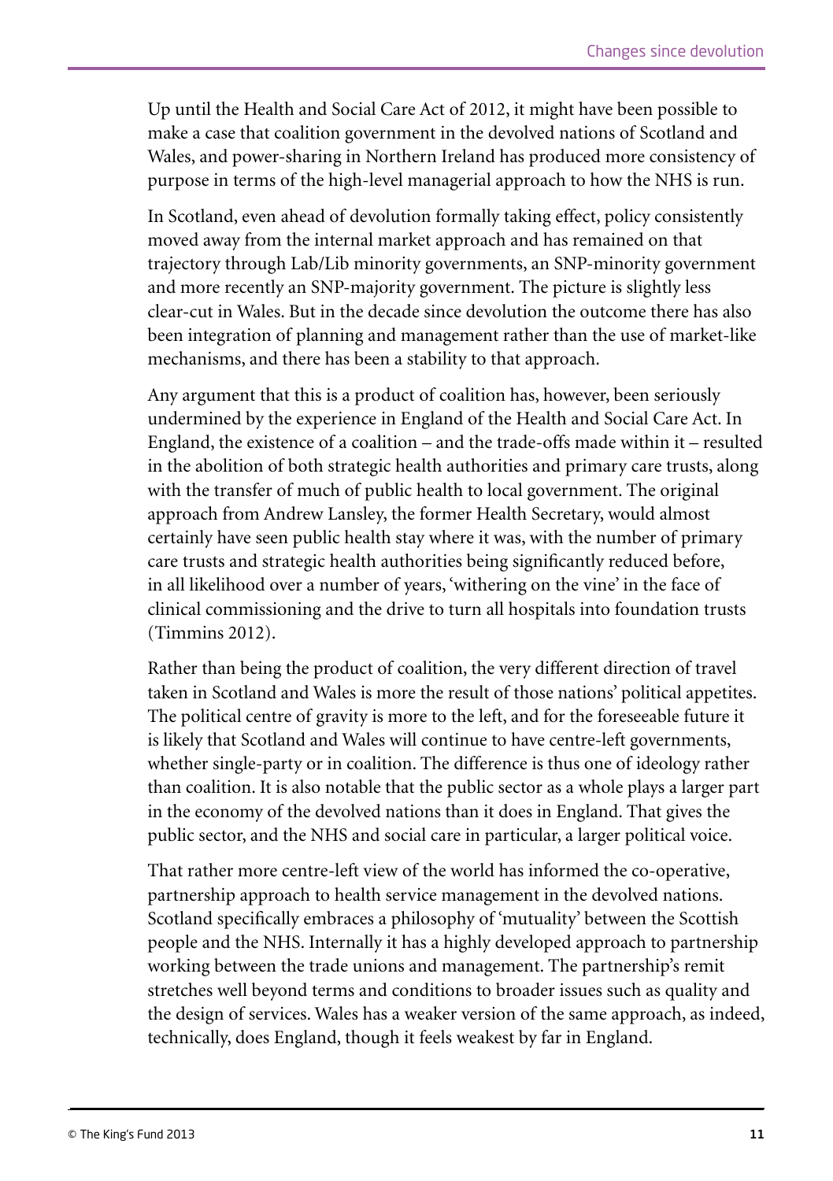Up until the Health and Social Care Act of 2012, it might have been possible to make a case that coalition government in the devolved nations of Scotland and Wales, and power-sharing in Northern Ireland has produced more consistency of purpose in terms of the high-level managerial approach to how the NHS is run.

In Scotland, even ahead of devolution formally taking effect, policy consistently moved away from the internal market approach and has remained on that trajectory through Lab/Lib minority governments, an SNP-minority government and more recently an SNP-majority government. The picture is slightly less clear-cut in Wales. But in the decade since devolution the outcome there has also been integration of planning and management rather than the use of market-like mechanisms, and there has been a stability to that approach.

Any argument that this is a product of coalition has, however, been seriously undermined by the experience in England of the Health and Social Care Act. In England, the existence of a coalition – and the trade-offs made within it – resulted in the abolition of both strategic health authorities and primary care trusts, along with the transfer of much of public health to local government. The original approach from Andrew Lansley, the former Health Secretary, would almost certainly have seen public health stay where it was, with the number of primary care trusts and strategic health authorities being significantly reduced before, in all likelihood over a number of years, 'withering on the vine' in the face of clinical commissioning and the drive to turn all hospitals into foundation trusts (Timmins 2012).

Rather than being the product of coalition, the very different direction of travel taken in Scotland and Wales is more the result of those nations' political appetites. The political centre of gravity is more to the left, and for the foreseeable future it is likely that Scotland and Wales will continue to have centre-left governments, whether single-party or in coalition. The difference is thus one of ideology rather than coalition. It is also notable that the public sector as a whole plays a larger part in the economy of the devolved nations than it does in England. That gives the public sector, and the NHS and social care in particular, a larger political voice.

That rather more centre-left view of the world has informed the co-operative, partnership approach to health service management in the devolved nations. Scotland specifically embraces a philosophy of 'mutuality' between the Scottish people and the NHS. Internally it has a highly developed approach to partnership working between the trade unions and management. The partnership's remit stretches well beyond terms and conditions to broader issues such as quality and the design of services. Wales has a weaker version of the same approach, as indeed, technically, does England, though it feels weakest by far in England.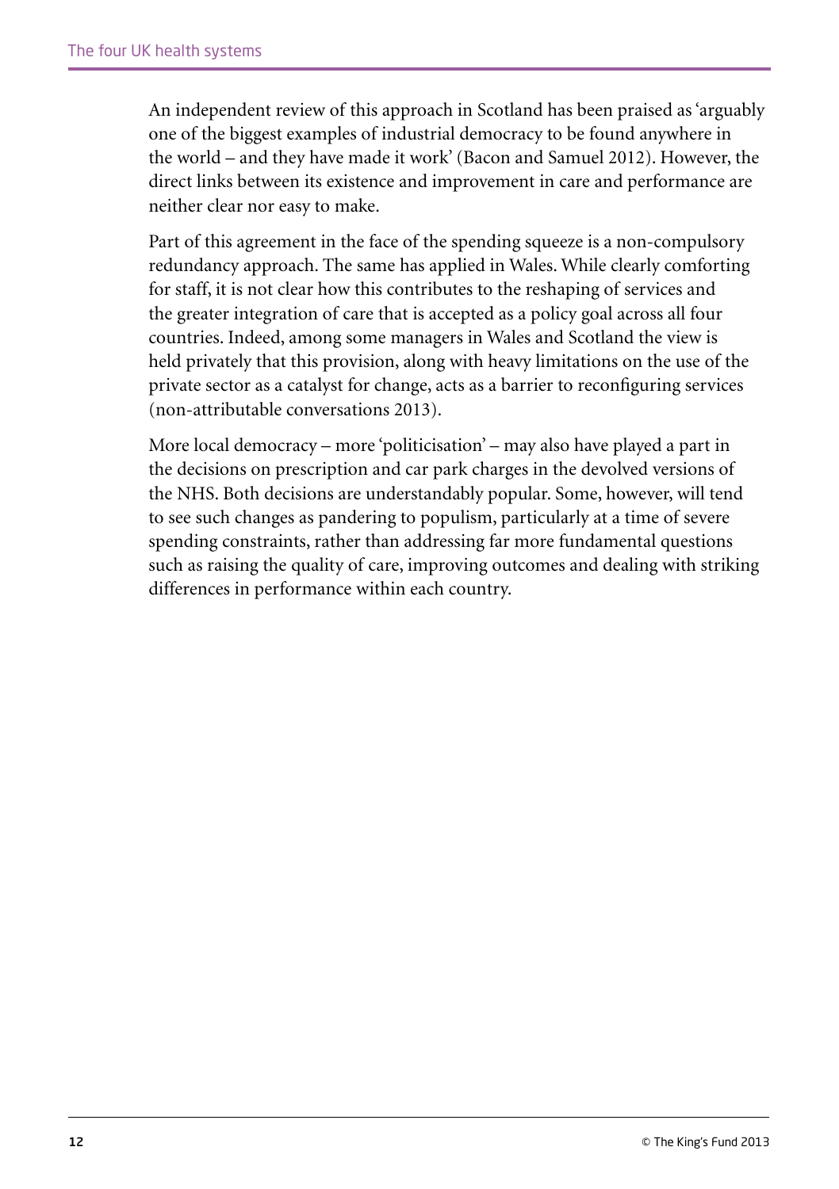An independent review of this approach in Scotland has been praised as 'arguably one of the biggest examples of industrial democracy to be found anywhere in the world – and they have made it work' (Bacon and Samuel 2012). However, the direct links between its existence and improvement in care and performance are neither clear nor easy to make.

Part of this agreement in the face of the spending squeeze is a non-compulsory redundancy approach. The same has applied in Wales. While clearly comforting for staff, it is not clear how this contributes to the reshaping of services and the greater integration of care that is accepted as a policy goal across all four countries. Indeed, among some managers in Wales and Scotland the view is held privately that this provision, along with heavy limitations on the use of the private sector as a catalyst for change, acts as a barrier to reconfiguring services (non-attributable conversations 2013).

More local democracy – more 'politicisation' – may also have played a part in the decisions on prescription and car park charges in the devolved versions of the NHS. Both decisions are understandably popular. Some, however, will tend to see such changes as pandering to populism, particularly at a time of severe spending constraints, rather than addressing far more fundamental questions such as raising the quality of care, improving outcomes and dealing with striking differences in performance within each country.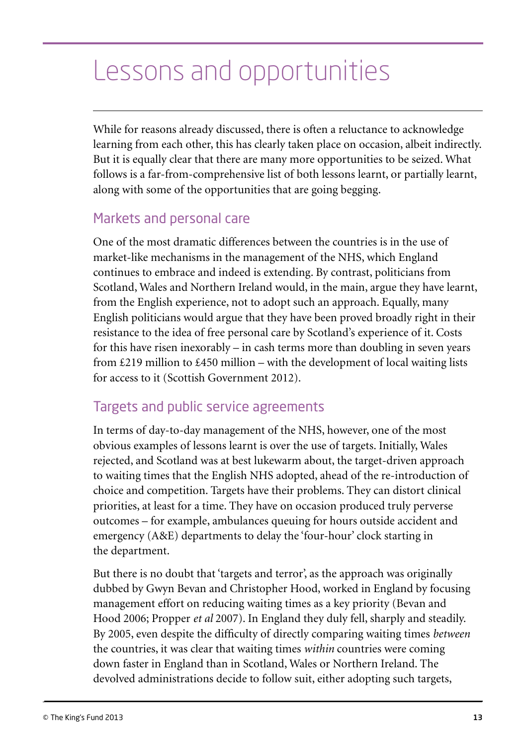# Lessons and opportunities

While for reasons already discussed, there is often a reluctance to acknowledge learning from each other, this has clearly taken place on occasion, albeit indirectly. But it is equally clear that there are many more opportunities to be seized. What follows is a far-from-comprehensive list of both lessons learnt, or partially learnt, along with some of the opportunities that are going begging.

## Markets and personal care

One of the most dramatic differences between the countries is in the use of market-like mechanisms in the management of the NHS, which England continues to embrace and indeed is extending. By contrast, politicians from Scotland, Wales and Northern Ireland would, in the main, argue they have learnt, from the English experience, not to adopt such an approach. Equally, many English politicians would argue that they have been proved broadly right in their resistance to the idea of free personal care by Scotland's experience of it. Costs for this have risen inexorably – in cash terms more than doubling in seven years from £219 million to £450 million – with the development of local waiting lists for access to it (Scottish Government 2012).

## Targets and public service agreements

In terms of day-to-day management of the NHS, however, one of the most obvious examples of lessons learnt is over the use of targets. Initially, Wales rejected, and Scotland was at best lukewarm about, the target-driven approach to waiting times that the English NHS adopted, ahead of the re-introduction of choice and competition. Targets have their problems. They can distort clinical priorities, at least for a time. They have on occasion produced truly perverse outcomes – for example, ambulances queuing for hours outside accident and emergency (A&E) departments to delay the 'four-hour' clock starting in the department.

But there is no doubt that 'targets and terror', as the approach was originally dubbed by Gwyn Bevan and Christopher Hood, worked in England by focusing management effort on reducing waiting times as a key priority (Bevan and Hood 2006; Propper *et al* 2007). In England they duly fell, sharply and steadily. By 2005, even despite the difficulty of directly comparing waiting times *between* the countries, it was clear that waiting times *within* countries were coming down faster in England than in Scotland, Wales or Northern Ireland. The devolved administrations decide to follow suit, either adopting such targets,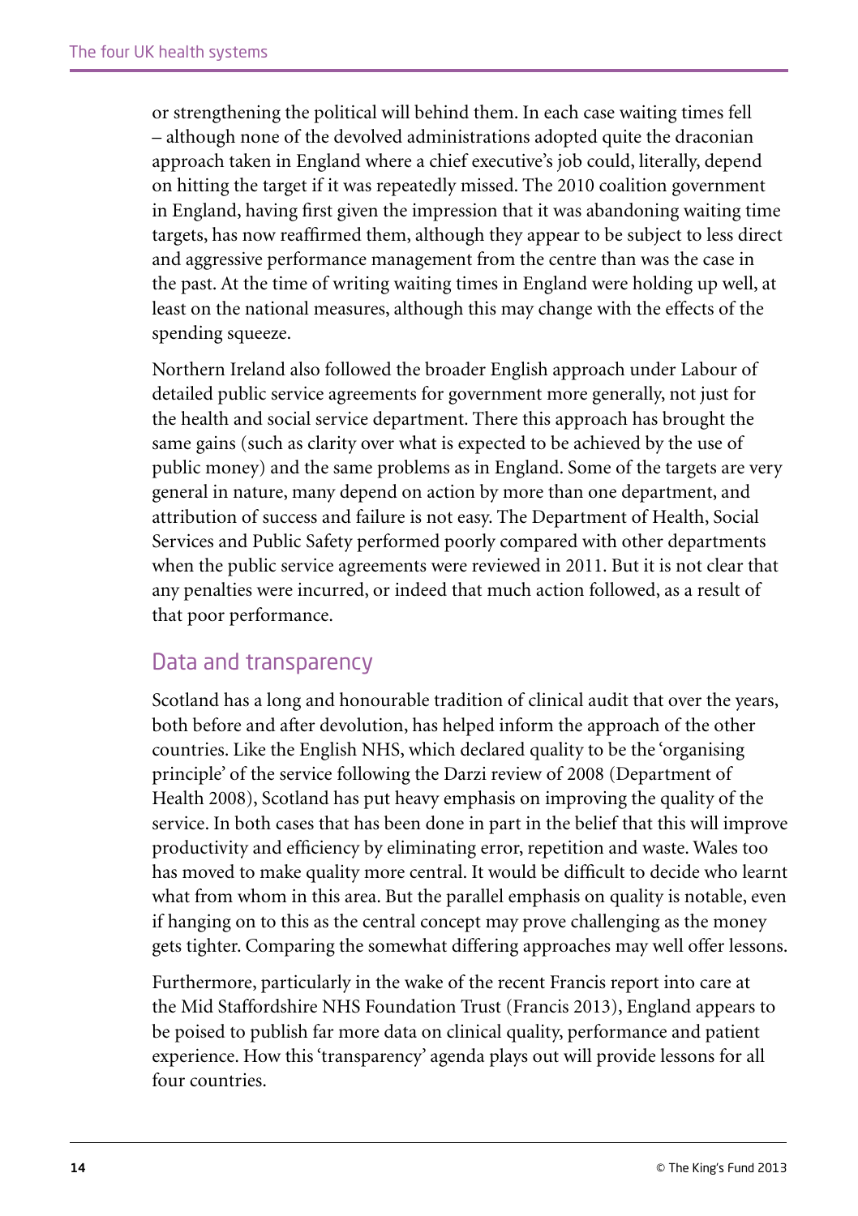or strengthening the political will behind them. In each case waiting times fell – although none of the devolved administrations adopted quite the draconian approach taken in England where a chief executive's job could, literally, depend on hitting the target if it was repeatedly missed. The 2010 coalition government in England, having first given the impression that it was abandoning waiting time targets, has now reaffirmed them, although they appear to be subject to less direct and aggressive performance management from the centre than was the case in the past. At the time of writing waiting times in England were holding up well, at least on the national measures, although this may change with the effects of the spending squeeze.

Northern Ireland also followed the broader English approach under Labour of detailed public service agreements for government more generally, not just for the health and social service department. There this approach has brought the same gains (such as clarity over what is expected to be achieved by the use of public money) and the same problems as in England. Some of the targets are very general in nature, many depend on action by more than one department, and attribution of success and failure is not easy. The Department of Health, Social Services and Public Safety performed poorly compared with other departments when the public service agreements were reviewed in 2011. But it is not clear that any penalties were incurred, or indeed that much action followed, as a result of that poor performance.

## Data and transparency

Scotland has a long and honourable tradition of clinical audit that over the years, both before and after devolution, has helped inform the approach of the other countries. Like the English NHS, which declared quality to be the 'organising principle' of the service following the Darzi review of 2008 (Department of Health 2008), Scotland has put heavy emphasis on improving the quality of the service. In both cases that has been done in part in the belief that this will improve productivity and efficiency by eliminating error, repetition and waste. Wales too has moved to make quality more central. It would be difficult to decide who learnt what from whom in this area. But the parallel emphasis on quality is notable, even if hanging on to this as the central concept may prove challenging as the money gets tighter. Comparing the somewhat differing approaches may well offer lessons.

Furthermore, particularly in the wake of the recent Francis report into care at the Mid Staffordshire NHS Foundation Trust (Francis 2013), England appears to be poised to publish far more data on clinical quality, performance and patient experience. How this 'transparency' agenda plays out will provide lessons for all four countries.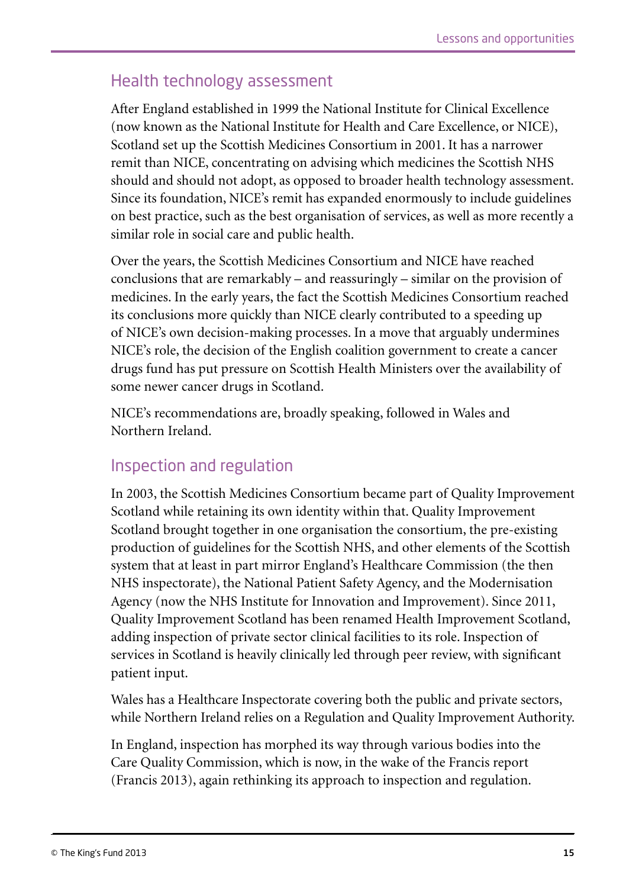## Health technology assessment

After England established in 1999 the National Institute for Clinical Excellence (now known as the National Institute for Health and Care Excellence, or NICE), Scotland set up the Scottish Medicines Consortium in 2001. It has a narrower remit than NICE, concentrating on advising which medicines the Scottish NHS should and should not adopt, as opposed to broader health technology assessment. Since its foundation, NICE's remit has expanded enormously to include guidelines on best practice, such as the best organisation of services, as well as more recently a similar role in social care and public health.

Over the years, the Scottish Medicines Consortium and NICE have reached conclusions that are remarkably – and reassuringly – similar on the provision of medicines. In the early years, the fact the Scottish Medicines Consortium reached its conclusions more quickly than NICE clearly contributed to a speeding up of NICE's own decision-making processes. In a move that arguably undermines NICE's role, the decision of the English coalition government to create a cancer drugs fund has put pressure on Scottish Health Ministers over the availability of some newer cancer drugs in Scotland.

NICE's recommendations are, broadly speaking, followed in Wales and Northern Ireland.

## Inspection and regulation

In 2003, the Scottish Medicines Consortium became part of Quality Improvement Scotland while retaining its own identity within that. Quality Improvement Scotland brought together in one organisation the consortium, the pre-existing production of guidelines for the Scottish NHS, and other elements of the Scottish system that at least in part mirror England's Healthcare Commission (the then NHS inspectorate), the National Patient Safety Agency, and the Modernisation Agency (now the NHS Institute for Innovation and Improvement). Since 2011, Quality Improvement Scotland has been renamed Health Improvement Scotland, adding inspection of private sector clinical facilities to its role. Inspection of services in Scotland is heavily clinically led through peer review, with significant patient input.

Wales has a Healthcare Inspectorate covering both the public and private sectors, while Northern Ireland relies on a Regulation and Quality Improvement Authority.

In England, inspection has morphed its way through various bodies into the Care Quality Commission, which is now, in the wake of the Francis report (Francis 2013), again rethinking its approach to inspection and regulation.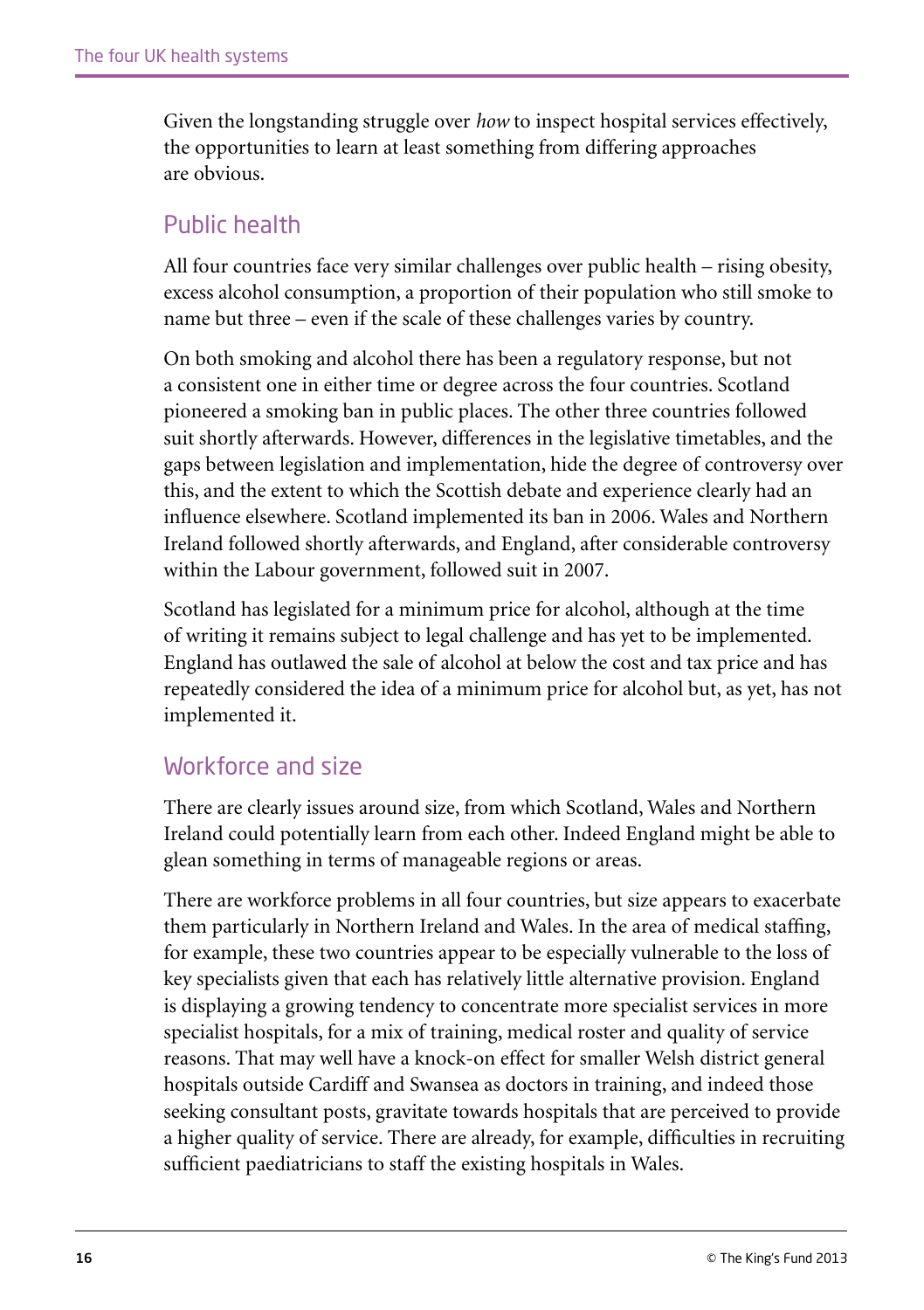Given the longstanding struggle over *how* to inspect hospital services effectively, the opportunities to learn at least something from differing approaches are obvious.

## Public health

All four countries face very similar challenges over public health – rising obesity, excess alcohol consumption, a proportion of their population who still smoke to name but three – even if the scale of these challenges varies by country.

On both smoking and alcohol there has been a regulatory response, but not a consistent one in either time or degree across the four countries. Scotland pioneered a smoking ban in public places. The other three countries followed suit shortly afterwards. However, differences in the legislative timetables, and the gaps between legislation and implementation, hide the degree of controversy over this, and the extent to which the Scottish debate and experience clearly had an influence elsewhere. Scotland implemented its ban in 2006. Wales and Northern Ireland followed shortly afterwards, and England, after considerable controversy within the Labour government, followed suit in 2007.

Scotland has legislated for a minimum price for alcohol, although at the time of writing it remains subject to legal challenge and has yet to be implemented. England has outlawed the sale of alcohol at below the cost and tax price and has repeatedly considered the idea of a minimum price for alcohol but, as yet, has not implemented it.

## Workforce and size

There are clearly issues around size, from which Scotland, Wales and Northern Ireland could potentially learn from each other. Indeed England might be able to glean something in terms of manageable regions or areas.

There are workforce problems in all four countries, but size appears to exacerbate them particularly in Northern Ireland and Wales. In the area of medical staffing, for example, these two countries appear to be especially vulnerable to the loss of key specialists given that each has relatively little alternative provision. England is displaying a growing tendency to concentrate more specialist services in more specialist hospitals, for a mix of training, medical roster and quality of service reasons. That may well have a knock-on effect for smaller Welsh district general hospitals outside Cardiff and Swansea as doctors in training, and indeed those seeking consultant posts, gravitate towards hospitals that are perceived to provide a higher quality of service. There are already, for example, difficulties in recruiting sufficient paediatricians to staff the existing hospitals in Wales.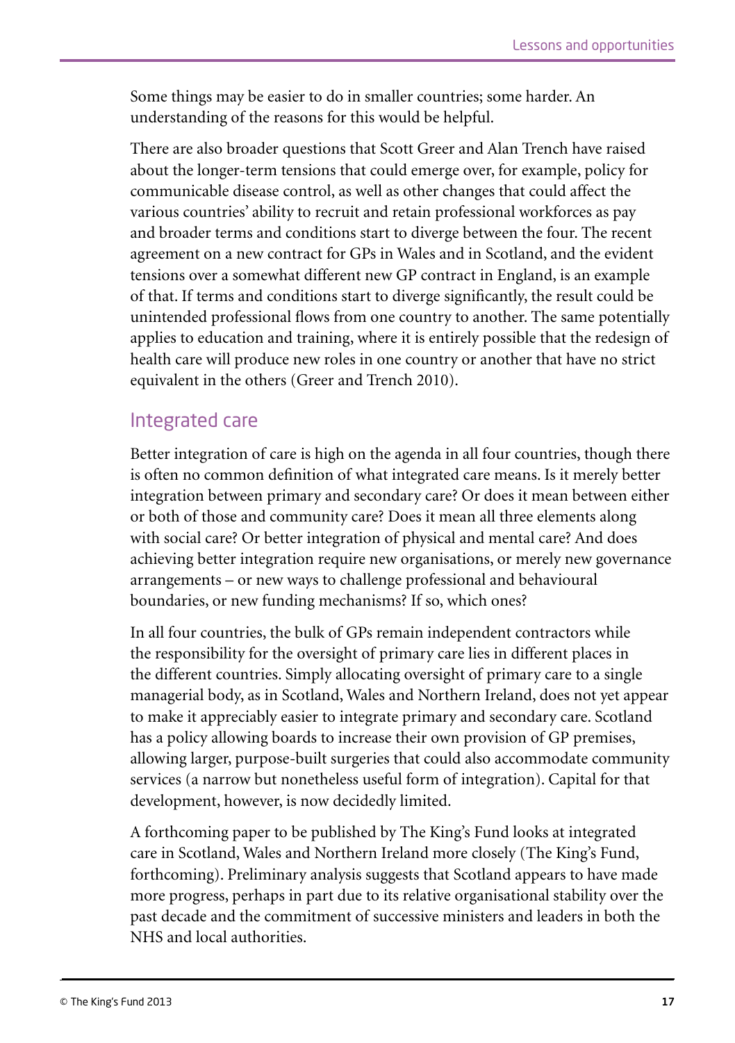Some things may be easier to do in smaller countries; some harder. An understanding of the reasons for this would be helpful.

There are also broader questions that Scott Greer and Alan Trench have raised about the longer-term tensions that could emerge over, for example, policy for communicable disease control, as well as other changes that could affect the various countries' ability to recruit and retain professional workforces as pay and broader terms and conditions start to diverge between the four. The recent agreement on a new contract for GPs in Wales and in Scotland, and the evident tensions over a somewhat different new GP contract in England, is an example of that. If terms and conditions start to diverge significantly, the result could be unintended professional flows from one country to another. The same potentially applies to education and training, where it is entirely possible that the redesign of health care will produce new roles in one country or another that have no strict equivalent in the others (Greer and Trench 2010).

## Integrated care

Better integration of care is high on the agenda in all four countries, though there is often no common definition of what integrated care means. Is it merely better integration between primary and secondary care? Or does it mean between either or both of those and community care? Does it mean all three elements along with social care? Or better integration of physical and mental care? And does achieving better integration require new organisations, or merely new governance arrangements – or new ways to challenge professional and behavioural boundaries, or new funding mechanisms? If so, which ones?

In all four countries, the bulk of GPs remain independent contractors while the responsibility for the oversight of primary care lies in different places in the different countries. Simply allocating oversight of primary care to a single managerial body, as in Scotland, Wales and Northern Ireland, does not yet appear to make it appreciably easier to integrate primary and secondary care. Scotland has a policy allowing boards to increase their own provision of GP premises, allowing larger, purpose-built surgeries that could also accommodate community services (a narrow but nonetheless useful form of integration). Capital for that development, however, is now decidedly limited.

A forthcoming paper to be published by The King's Fund looks at integrated care in Scotland, Wales and Northern Ireland more closely (The King's Fund, forthcoming). Preliminary analysis suggests that Scotland appears to have made more progress, perhaps in part due to its relative organisational stability over the past decade and the commitment of successive ministers and leaders in both the NHS and local authorities.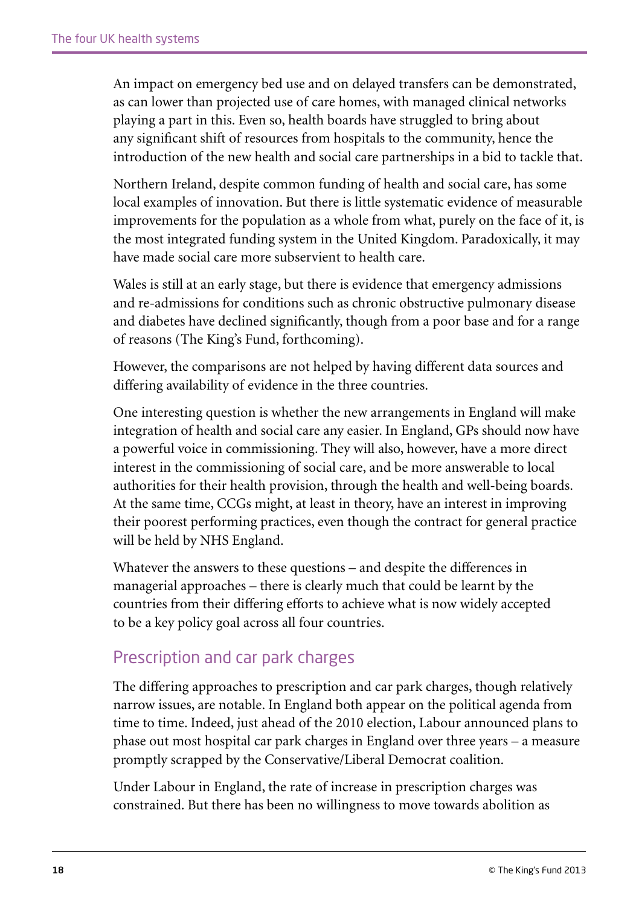An impact on emergency bed use and on delayed transfers can be demonstrated, as can lower than projected use of care homes, with managed clinical networks playing a part in this. Even so, health boards have struggled to bring about any significant shift of resources from hospitals to the community, hence the introduction of the new health and social care partnerships in a bid to tackle that.

Northern Ireland, despite common funding of health and social care, has some local examples of innovation. But there is little systematic evidence of measurable improvements for the population as a whole from what, purely on the face of it, is the most integrated funding system in the United Kingdom. Paradoxically, it may have made social care more subservient to health care.

Wales is still at an early stage, but there is evidence that emergency admissions and re-admissions for conditions such as chronic obstructive pulmonary disease and diabetes have declined significantly, though from a poor base and for a range of reasons (The King's Fund, forthcoming).

However, the comparisons are not helped by having different data sources and differing availability of evidence in the three countries.

One interesting question is whether the new arrangements in England will make integration of health and social care any easier. In England, GPs should now have a powerful voice in commissioning. They will also, however, have a more direct interest in the commissioning of social care, and be more answerable to local authorities for their health provision, through the health and well-being boards. At the same time, CCGs might, at least in theory, have an interest in improving their poorest performing practices, even though the contract for general practice will be held by NHS England.

Whatever the answers to these questions – and despite the differences in managerial approaches – there is clearly much that could be learnt by the countries from their differing efforts to achieve what is now widely accepted to be a key policy goal across all four countries.

## Prescription and car park charges

The differing approaches to prescription and car park charges, though relatively narrow issues, are notable. In England both appear on the political agenda from time to time. Indeed, just ahead of the 2010 election, Labour announced plans to phase out most hospital car park charges in England over three years – a measure promptly scrapped by the Conservative/Liberal Democrat coalition.

Under Labour in England, the rate of increase in prescription charges was constrained. But there has been no willingness to move towards abolition as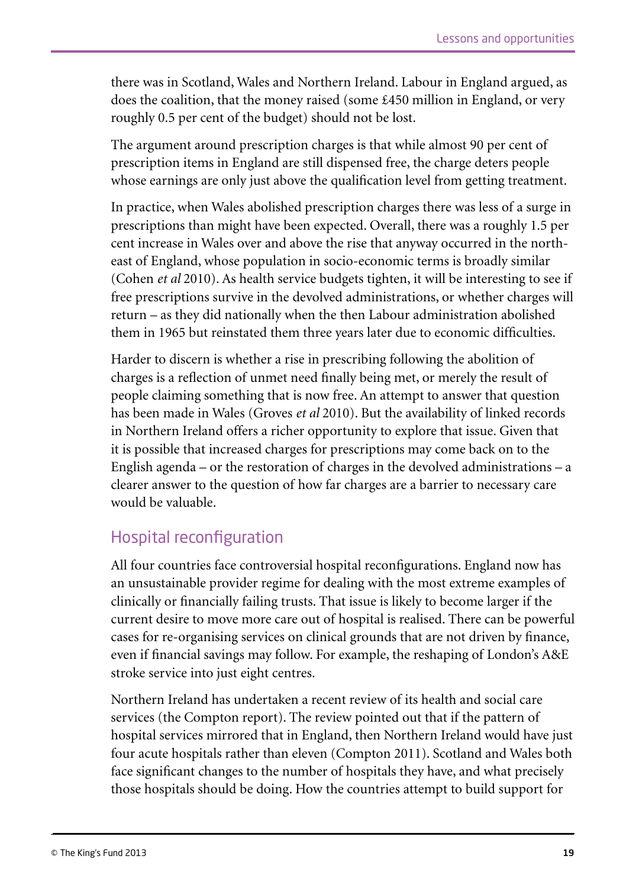there was in Scotland, Wales and Northern Ireland. Labour in England argued, as does the coalition, that the money raised (some £450 million in England, or very roughly 0.5 per cent of the budget) should not be lost.

The argument around prescription charges is that while almost 90 per cent of prescription items in England are still dispensed free, the charge deters people whose earnings are only just above the qualification level from getting treatment.

In practice, when Wales abolished prescription charges there was less of a surge in prescriptions than might have been expected. Overall, there was a roughly 1.5 per cent increase in Wales over and above the rise that anyway occurred in the north-east of England, whose population in socio-economic terms is broadly similar (Cohen *et al* 2010). As health service budgets tighten, it will be interesting to see if free prescriptions survive in the devolved administrations, or whether charges will return – as they did nationally when the then Labour administration abolished them in 1965 but reinstated them three years later due to economic difficulties.

Harder to discern is whether a rise in prescribing following the abolition of charges is a reflection of unmet need finally being met, or merely the result of people claiming something that is now free. An attempt to answer that question has been made in Wales (Groves *et al* 2010). But the availability of linked records in Northern Ireland offers a richer opportunity to explore that issue. Given that it is possible that increased charges for prescriptions may come back on to the English agenda – or the restoration of charges in the devolved administrations – a clearer answer to the question of how far charges are a barrier to necessary care would be valuable.

## Hospital reconfiguration

All four countries face controversial hospital reconfigurations. England now has an unsustainable provider regime for dealing with the most extreme examples of clinically or financially failing trusts. That issue is likely to become larger if the current desire to move more care out of hospital is realised. There can be powerful cases for re-organising services on clinical grounds that are not driven by finance, even if financial savings may follow. For example, the reshaping of London's A&E stroke service into just eight centres.

Northern Ireland has undertaken a recent review of its health and social care services (the Compton report). The review pointed out that if the pattern of hospital services mirrored that in England, then Northern Ireland would have just four acute hospitals rather than eleven (Compton 2011). Scotland and Wales both face significant changes to the number of hospitals they have, and what precisely those hospitals should be doing. How the countries attempt to build support for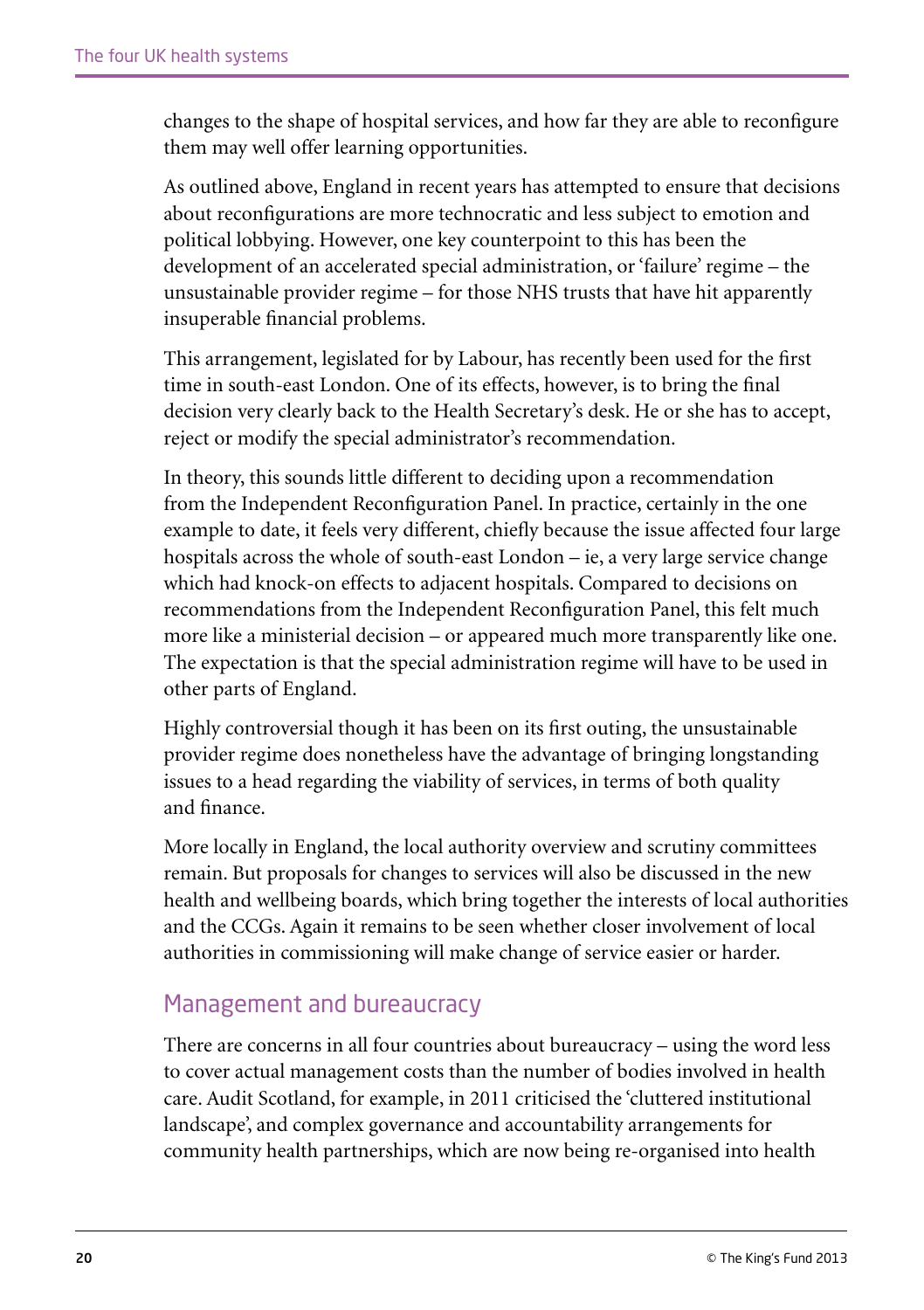changes to the shape of hospital services, and how far they are able to reconfigure them may well offer learning opportunities.

As outlined above, England in recent years has attempted to ensure that decisions about reconfigurations are more technocratic and less subject to emotion and political lobbying. However, one key counterpoint to this has been the development of an accelerated special administration, or 'failure' regime – the unsustainable provider regime – for those NHS trusts that have hit apparently insuperable financial problems.

This arrangement, legislated for by Labour, has recently been used for the first time in south-east London. One of its effects, however, is to bring the final decision very clearly back to the Health Secretary's desk. He or she has to accept, reject or modify the special administrator's recommendation.

In theory, this sounds little different to deciding upon a recommendation from the Independent Reconfiguration Panel. In practice, certainly in the one example to date, it feels very different, chiefly because the issue affected four large hospitals across the whole of south-east London – ie, a very large service change which had knock-on effects to adjacent hospitals. Compared to decisions on recommendations from the Independent Reconfiguration Panel, this felt much more like a ministerial decision – or appeared much more transparently like one. The expectation is that the special administration regime will have to be used in other parts of England.

Highly controversial though it has been on its first outing, the unsustainable provider regime does nonetheless have the advantage of bringing longstanding issues to a head regarding the viability of services, in terms of both quality and finance.

More locally in England, the local authority overview and scrutiny committees remain. But proposals for changes to services will also be discussed in the new health and wellbeing boards, which bring together the interests of local authorities and the CCGs. Again it remains to be seen whether closer involvement of local authorities in commissioning will make change of service easier or harder.

## Management and bureaucracy

There are concerns in all four countries about bureaucracy – using the word less to cover actual management costs than the number of bodies involved in health care. Audit Scotland, for example, in 2011 criticised the 'cluttered institutional landscape', and complex governance and accountability arrangements for community health partnerships, which are now being re-organised into health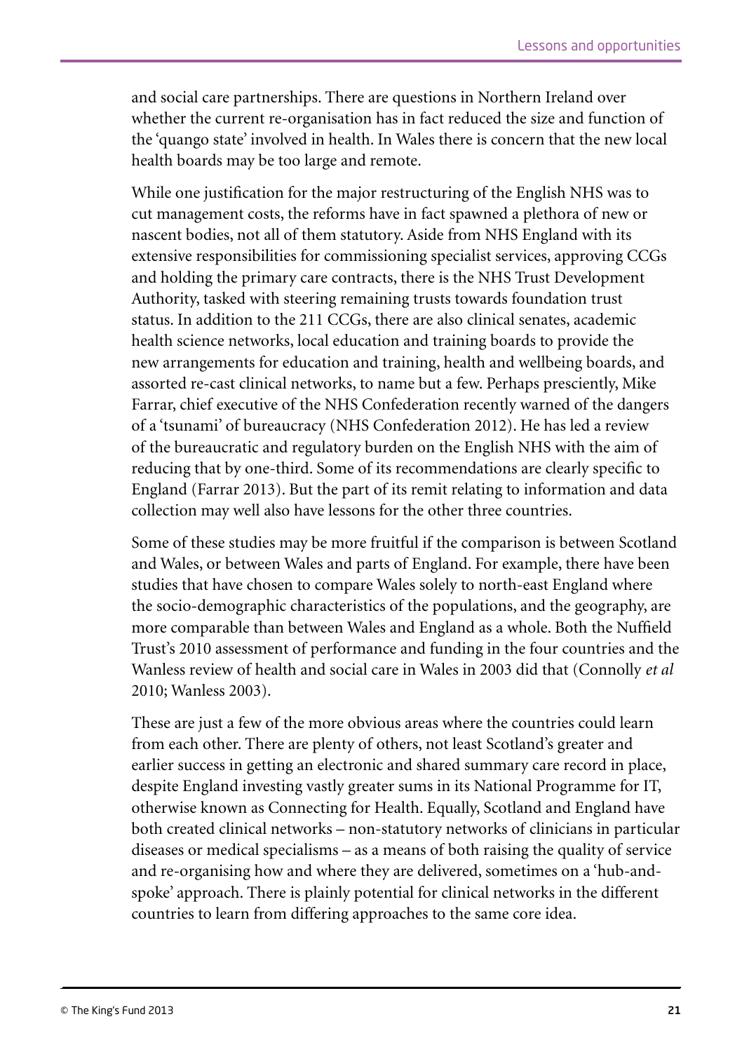and social care partnerships. There are questions in Northern Ireland over whether the current re-organisation has in fact reduced the size and function of the 'quango state' involved in health. In Wales there is concern that the new local health boards may be too large and remote.

While one justification for the major restructuring of the English NHS was to cut management costs, the reforms have in fact spawned a plethora of new or nascent bodies, not all of them statutory. Aside from NHS England with its extensive responsibilities for commissioning specialist services, approving CCGs and holding the primary care contracts, there is the NHS Trust Development Authority, tasked with steering remaining trusts towards foundation trust status. In addition to the 211 CCGs, there are also clinical senates, academic health science networks, local education and training boards to provide the new arrangements for education and training, health and wellbeing boards, and assorted re-cast clinical networks, to name but a few. Perhaps presciently, Mike Farrar, chief executive of the NHS Confederation recently warned of the dangers of a 'tsunami' of bureaucracy (NHS Confederation 2012). He has led a review of the bureaucratic and regulatory burden on the English NHS with the aim of reducing that by one-third. Some of its recommendations are clearly specific to England (Farrar 2013). But the part of its remit relating to information and data collection may well also have lessons for the other three countries.

Some of these studies may be more fruitful if the comparison is between Scotland and Wales, or between Wales and parts of England. For example, there have been studies that have chosen to compare Wales solely to north-east England where the socio-demographic characteristics of the populations, and the geography, are more comparable than between Wales and England as a whole. Both the Nuffield Trust's 2010 assessment of performance and funding in the four countries and the Wanless review of health and social care in Wales in 2003 did that (Connolly *et al* 2010; Wanless 2003).

These are just a few of the more obvious areas where the countries could learn from each other. There are plenty of others, not least Scotland's greater and earlier success in getting an electronic and shared summary care record in place, despite England investing vastly greater sums in its National Programme for IT, otherwise known as Connecting for Health. Equally, Scotland and England have both created clinical networks – non-statutory networks of clinicians in particular diseases or medical specialisms – as a means of both raising the quality of service and re-organising how and where they are delivered, sometimes on a 'hub-and-spoke' approach. There is plainly potential for clinical networks in the different countries to learn from differing approaches to the same core idea.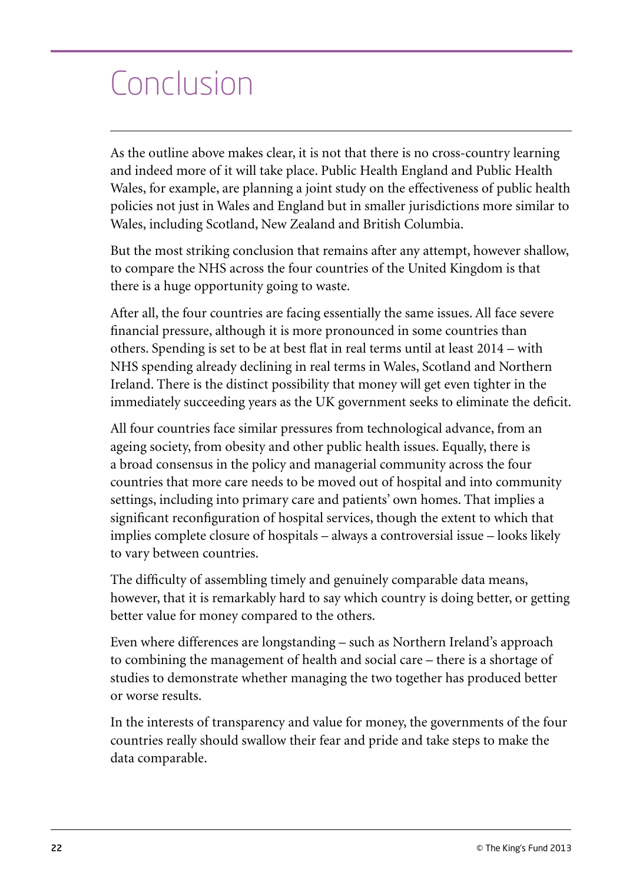# Conclusion

As the outline above makes clear, it is not that there is no cross-country learning and indeed more of it will take place. Public Health England and Public Health Wales, for example, are planning a joint study on the effectiveness of public health policies not just in Wales and England but in smaller jurisdictions more similar to Wales, including Scotland, New Zealand and British Columbia.

But the most striking conclusion that remains after any attempt, however shallow, to compare the NHS across the four countries of the United Kingdom is that there is a huge opportunity going to waste.

After all, the four countries are facing essentially the same issues. All face severe financial pressure, although it is more pronounced in some countries than others. Spending is set to be at best flat in real terms until at least 2014 – with NHS spending already declining in real terms in Wales, Scotland and Northern Ireland. There is the distinct possibility that money will get even tighter in the immediately succeeding years as the UK government seeks to eliminate the deficit.

All four countries face similar pressures from technological advance, from an ageing society, from obesity and other public health issues. Equally, there is a broad consensus in the policy and managerial community across the four countries that more care needs to be moved out of hospital and into community settings, including into primary care and patients' own homes. That implies a significant reconfiguration of hospital services, though the extent to which that implies complete closure of hospitals – always a controversial issue – looks likely to vary between countries.

The difficulty of assembling timely and genuinely comparable data means, however, that it is remarkably hard to say which country is doing better, or getting better value for money compared to the others.

Even where differences are longstanding – such as Northern Ireland's approach to combining the management of health and social care – there is a shortage of studies to demonstrate whether managing the two together has produced better or worse results.

In the interests of transparency and value for money, the governments of the four countries really should swallow their fear and pride and take steps to make the data comparable.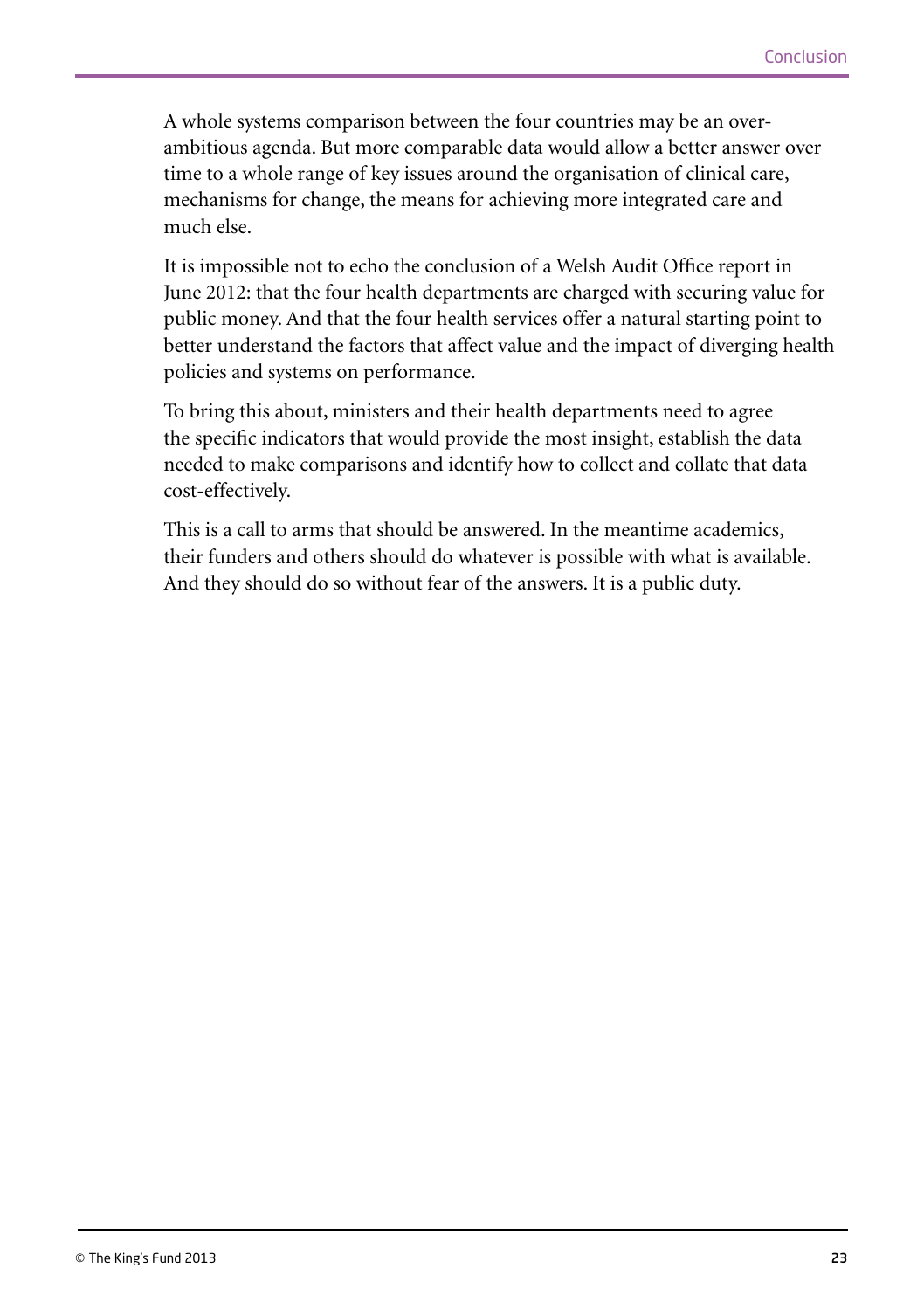A whole systems comparison between the four countries may be an over-ambitious agenda. But more comparable data would allow a better answer over time to a whole range of key issues around the organisation of clinical care, mechanisms for change, the means for achieving more integrated care and much else.

It is impossible not to echo the conclusion of a Welsh Audit Office report in June 2012: that the four health departments are charged with securing value for public money. And that the four health services offer a natural starting point to better understand the factors that affect value and the impact of diverging health policies and systems on performance.

To bring this about, ministers and their health departments need to agree the specific indicators that would provide the most insight, establish the data needed to make comparisons and identify how to collect and collate that data cost-effectively.

This is a call to arms that should be answered. In the meantime academics, their funders and others should do whatever is possible with what is available. And they should do so without fear of the answers. It is a public duty.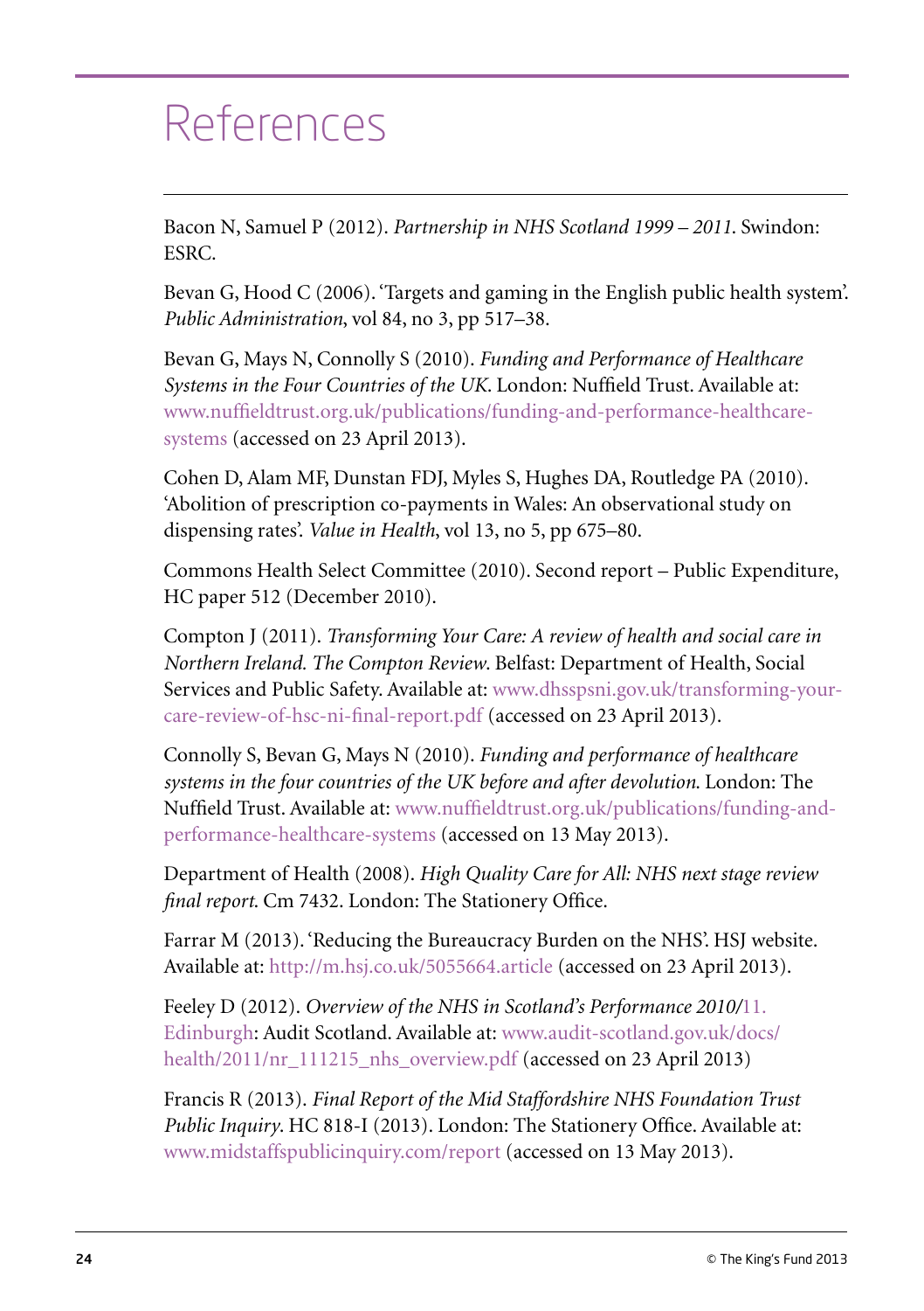# References

Bacon N, Samuel P (2012). *Partnership in NHS Scotland 1999 – 2011*. Swindon: ESRC.

Bevan G, Hood C (2006). 'Targets and gaming in the English public health system'. *Public Administration*, vol 84, no 3, pp 517–38.

Bevan G, Mays N, Connolly S (2010). *Funding and Performance of Healthcare Systems in the Four Countries of the UK*. London: Nuffield Trust. Available at: www.nuffieldtrust.org.uk/publications/funding-and-performance-healthcare-systems (accessed on 23 April 2013).

Cohen D, Alam MF, Dunstan FDJ, Myles S, Hughes DA, Routledge PA (2010). 'Abolition of prescription co-payments in Wales: An observational study on dispensing rates'. *Value in Health*, vol 13, no 5, pp 675–80.

Commons Health Select Committee (2010). Second report – Public Expenditure, HC paper 512 (December 2010).

Compton J (2011). *Transforming Your Care: A review of health and social care in Northern Ireland. The Compton Review*. Belfast: Department of Health, Social Services and Public Safety. Available at: www.dhsspsni.gov.uk/transforming-your-care-review-of-hsc-ni-final-report.pdf (accessed on 23 April 2013).

Connolly S, Bevan G, Mays N (2010). *Funding and performance of healthcare systems in the four countries of the UK before and after devolution*. London: The Nuffield Trust. Available at: www.nuffieldtrust.org.uk/publications/funding-and-performance-healthcare-systems (accessed on 13 May 2013).

Department of Health (2008). *High Quality Care for All: NHS next stage review final report*. Cm 7432. London: The Stationery Office.

Farrar M (2013). 'Reducing the Bureaucracy Burden on the NHS'. HSJ website. Available at: http://m.hsj.co.uk/5055664.article (accessed on 23 April 2013).

Feeley D (2012). *Overview of the NHS in Scotland's Performance 2010/*11. Edinburgh: Audit Scotland. Available at: www.audit-scotland.gov.uk/docs/health/2011/nr_111215_nhs_overview.pdf (accessed on 23 April 2013)

Francis R (2013). *Final Report of the Mid Staffordshire NHS Foundation Trust Public Inquiry*. HC 818-I (2013). London: The Stationery Office. Available at: www.midstaffspublicinquiry.com/report (accessed on 13 May 2013).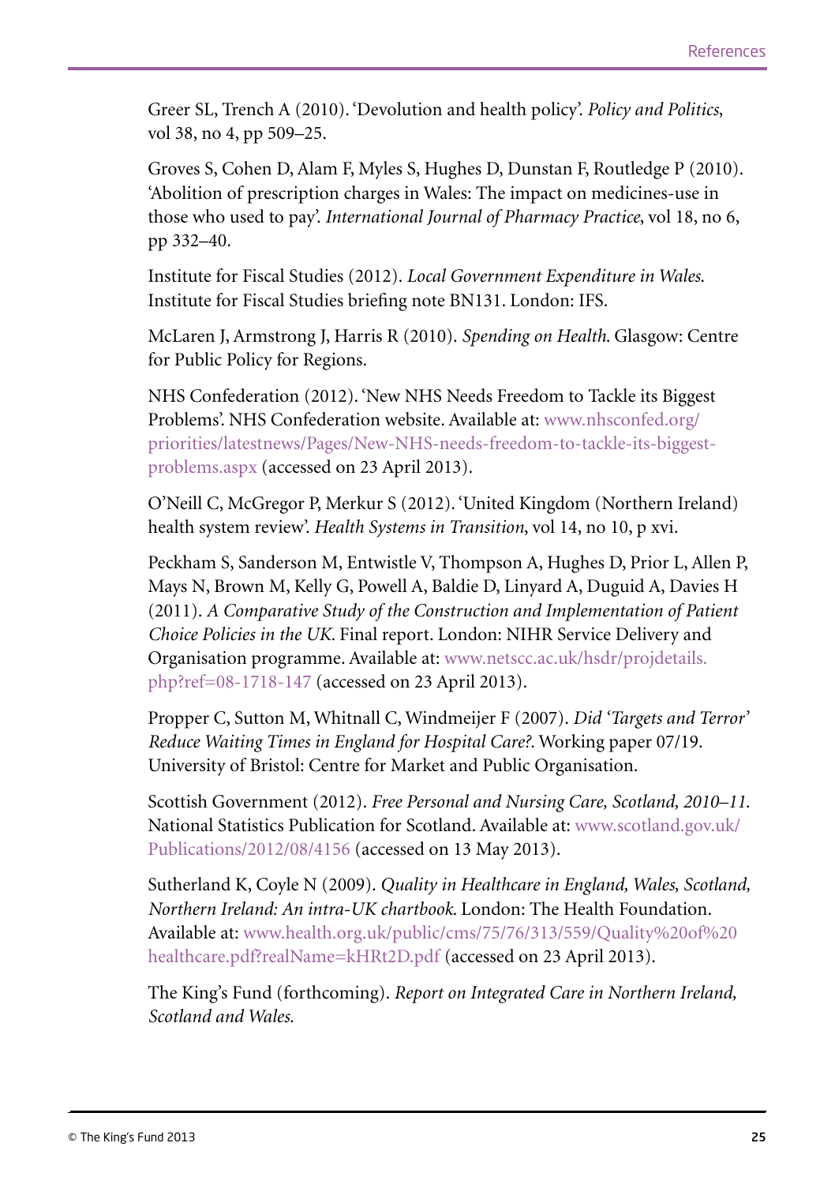Greer SL, Trench A (2010). 'Devolution and health policy'. *Policy and Politics*, vol 38, no 4, pp 509–25.

Groves S, Cohen D, Alam F, Myles S, Hughes D, Dunstan F, Routledge P (2010). 'Abolition of prescription charges in Wales: The impact on medicines-use in those who used to pay'. *International Journal of Pharmacy Practice*, vol 18, no 6, pp 332–40.

Institute for Fiscal Studies (2012). *Local Government Expenditure in Wales*. Institute for Fiscal Studies briefing note BN131. London: IFS.

McLaren J, Armstrong J, Harris R (2010). *Spending on Health*. Glasgow: Centre for Public Policy for Regions.

NHS Confederation (2012). 'New NHS Needs Freedom to Tackle its Biggest Problems'. NHS Confederation website. Available at: www.nhsconfed.org/priorities/latestnews/Pages/New-NHS-needs-freedom-to-tackle-its-biggest-problems.aspx (accessed on 23 April 2013).

O'Neill C, McGregor P, Merkur S (2012). 'United Kingdom (Northern Ireland) health system review'. *Health Systems in Transition*, vol 14, no 10, p xvi.

Peckham S, Sanderson M, Entwistle V, Thompson A, Hughes D, Prior L, Allen P, Mays N, Brown M, Kelly G, Powell A, Baldie D, Linyard A, Duguid A, Davies H (2011). *A Comparative Study of the Construction and Implementation of Patient Choice Policies in the UK*. Final report. London: NIHR Service Delivery and Organisation programme. Available at: www.netscc.ac.uk/hsdr/projdetails.php?ref=08-1718-147 (accessed on 23 April 2013).

Propper C, Sutton M, Whitnall C, Windmeijer F (2007). *Did 'Targets and Terror' Reduce Waiting Times in England for Hospital Care?*. Working paper 07/19. University of Bristol: Centre for Market and Public Organisation.

Scottish Government (2012). *Free Personal and Nursing Care, Scotland, 2010–11*. National Statistics Publication for Scotland. Available at: www.scotland.gov.uk/Publications/2012/08/4156 (accessed on 13 May 2013).

Sutherland K, Coyle N (2009). *Quality in Healthcare in England, Wales, Scotland, Northern Ireland: An intra-UK chartbook*. London: The Health Foundation. Available at: www.health.org.uk/public/cms/75/76/313/559/Quality%20of%20healthcare.pdf?realName=kHRt2D.pdf (accessed on 23 April 2013).

The King's Fund (forthcoming). *Report on Integrated Care in Northern Ireland, Scotland and Wales*.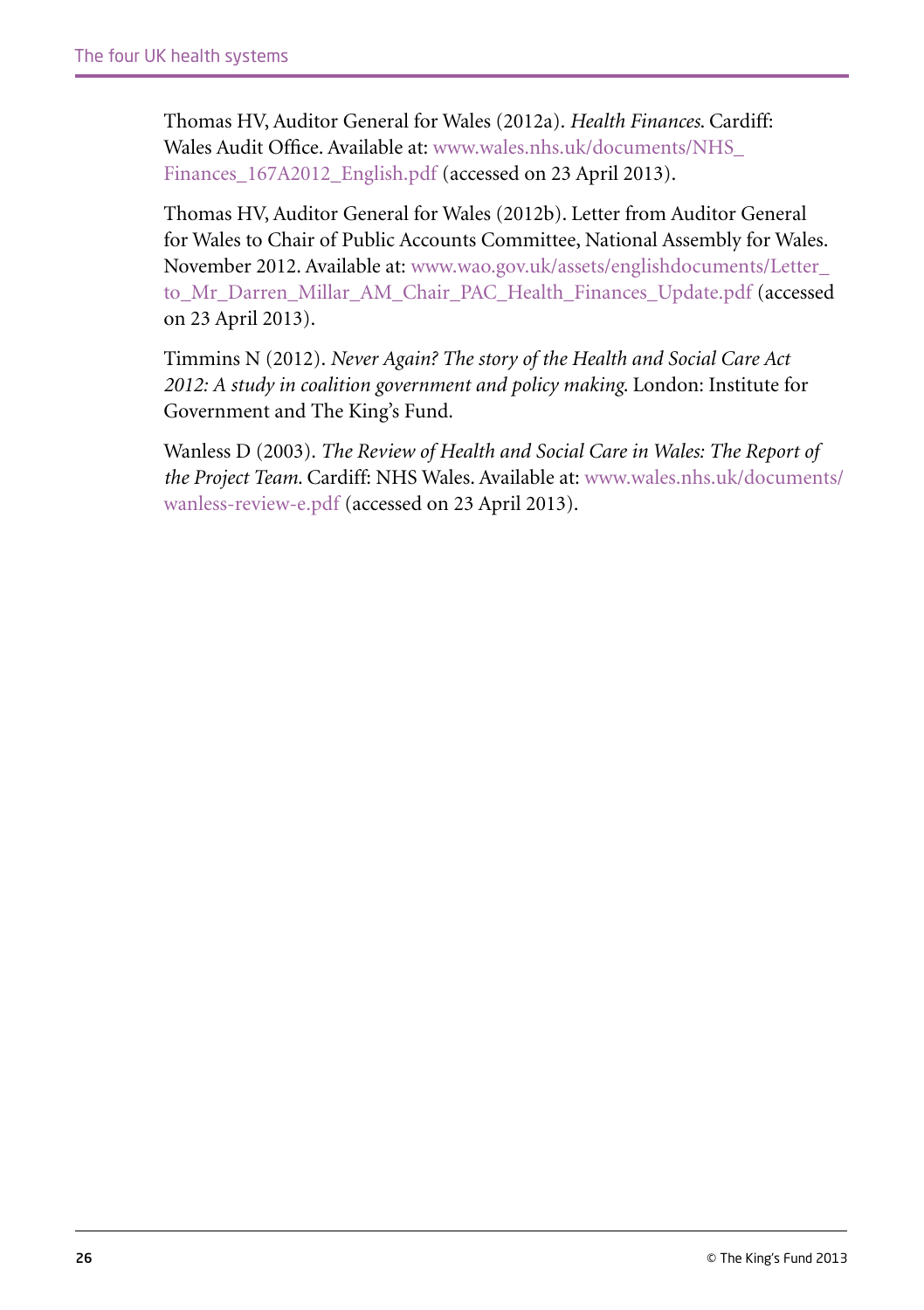Thomas HV, Auditor General for Wales (2012a). *Health Finances*. Cardiff: Wales Audit Office. Available at: www.wales.nhs.uk/documents/NHS_Finances_167A2012_English.pdf (accessed on 23 April 2013).

Thomas HV, Auditor General for Wales (2012b). Letter from Auditor General for Wales to Chair of Public Accounts Committee, National Assembly for Wales. November 2012. Available at: www.wao.gov.uk/assets/englishdocuments/Letter_to_Mr_Darren_Millar_AM_Chair_PAC_Health_Finances_Update.pdf (accessed on 23 April 2013).

Timmins N (2012). *Never Again? The story of the Health and Social Care Act 2012: A study in coalition government and policy making*. London: Institute for Government and The King's Fund.

Wanless D (2003). *The Review of Health and Social Care in Wales: The Report of the Project Team*. Cardiff: NHS Wales. Available at: www.wales.nhs.uk/documents/wanless-review-e.pdf (accessed on 23 April 2013).